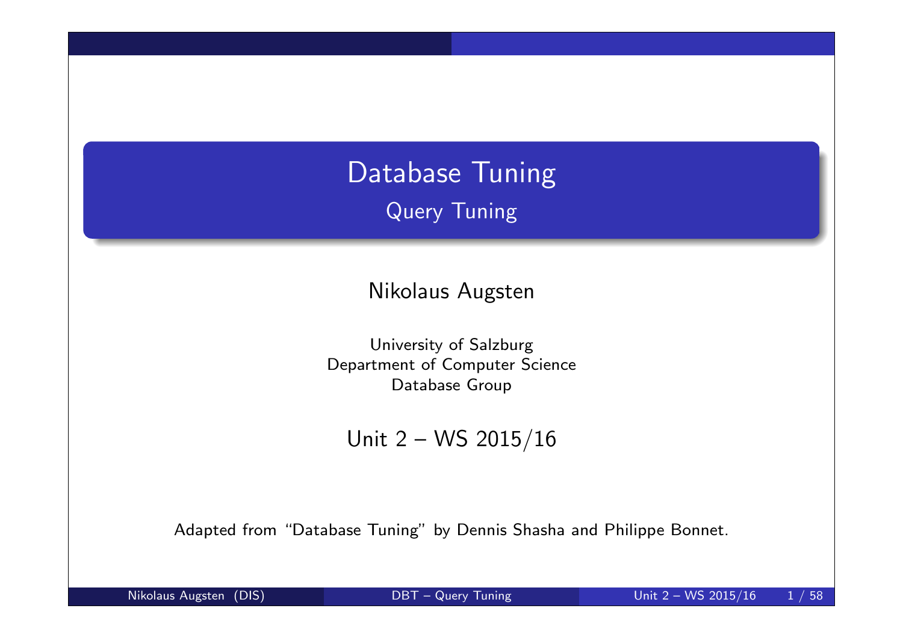# Database Tuning

## Query Tuning

Nikolaus Augsten

University of Salzburg
Department of Computer Science
Database Group

Unit 2 – WS 2015/16

Adapted from "Database Tuning" by Dennis Shasha and Philippe Bonnet.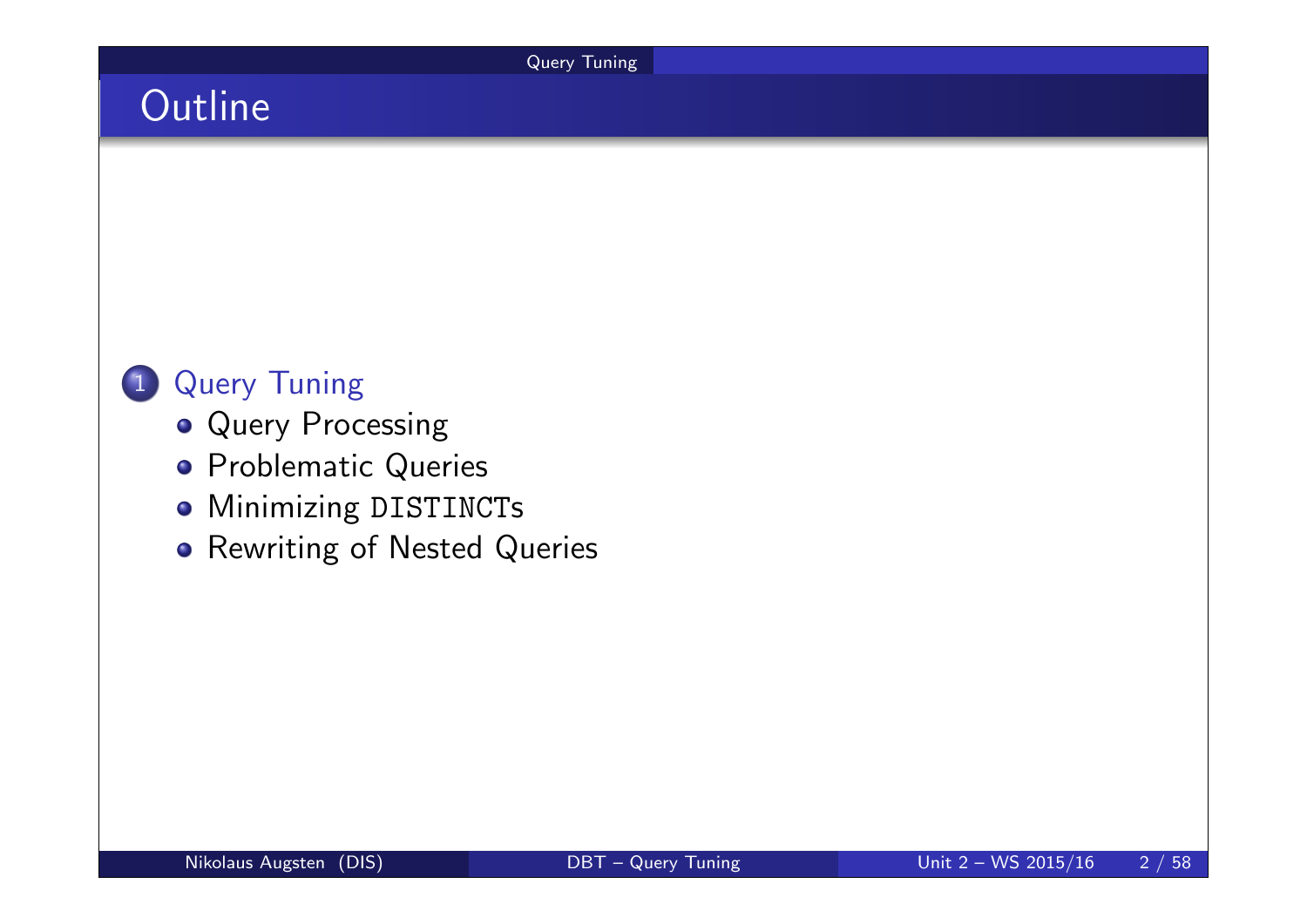# Outline

1. Query Tuning
   - Query Processing
   - Problematic Queries
   - Minimizing `DISTINCT`s
   - Rewriting of Nested Queries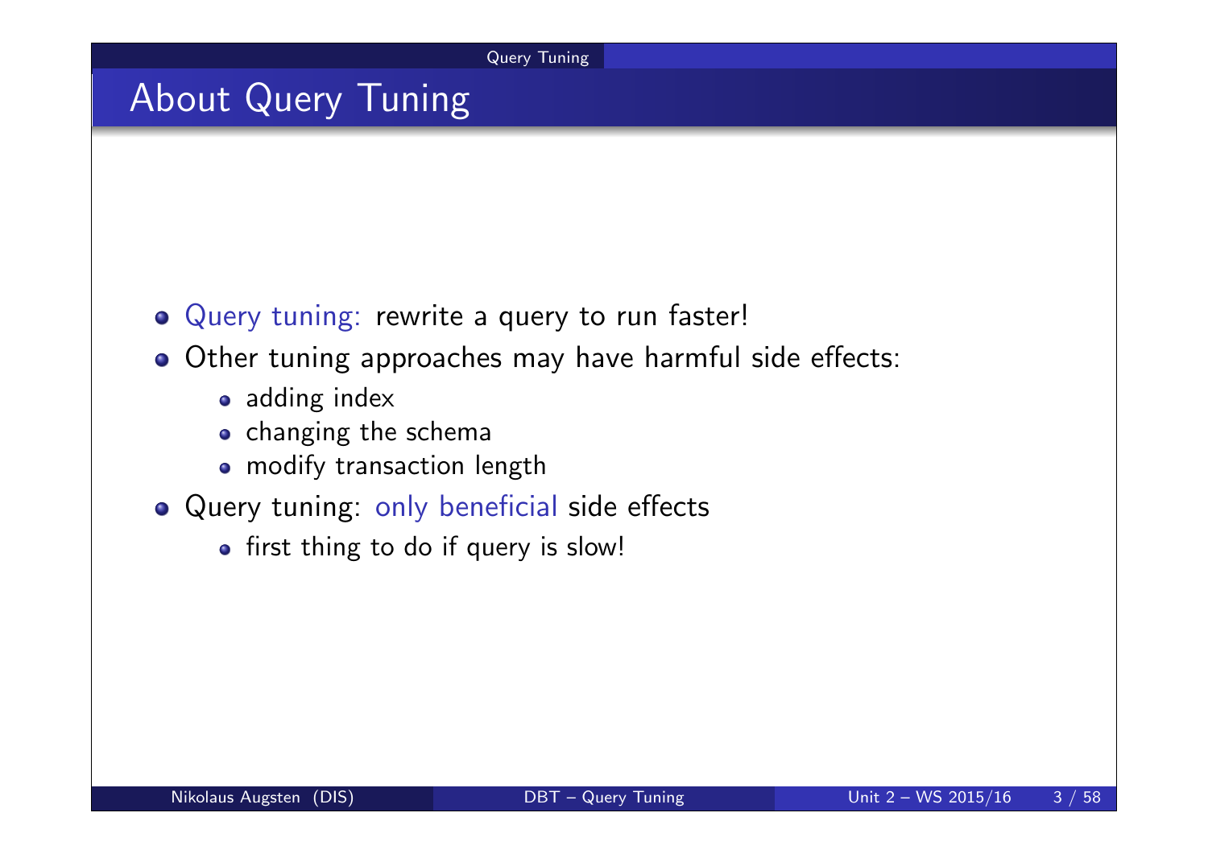# About Query Tuning

- Query tuning: rewrite a query to run faster!
- Other tuning approaches may have harmful side effects:
  - adding index
  - changing the schema
  - modify transaction length
- Query tuning: only beneficial side effects
  - first thing to do if query is slow!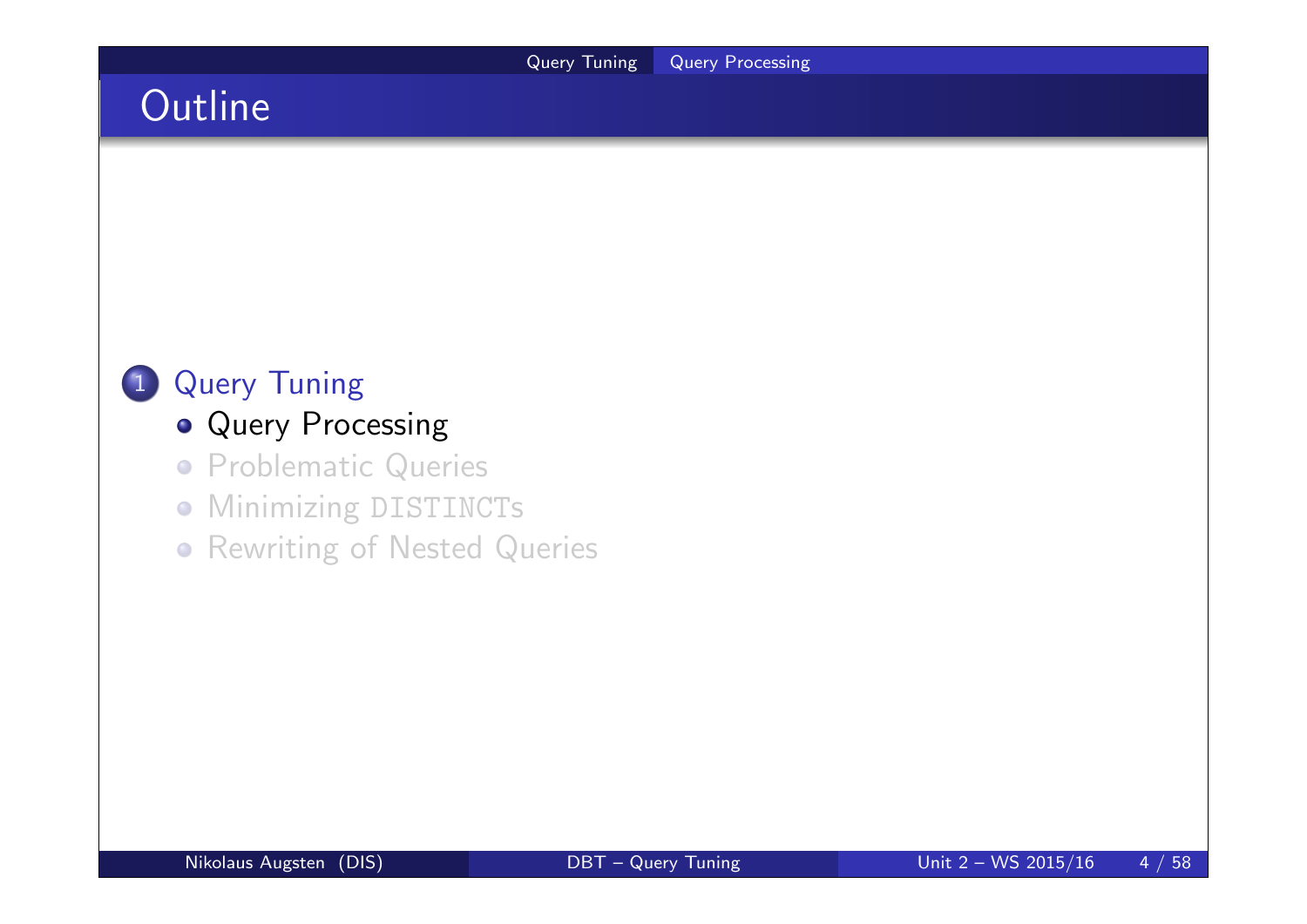# Outline

1. Query Tuning
   - Query Processing
   - Problematic Queries
   - Minimizing DISTINCTs
   - Rewriting of Nested Queries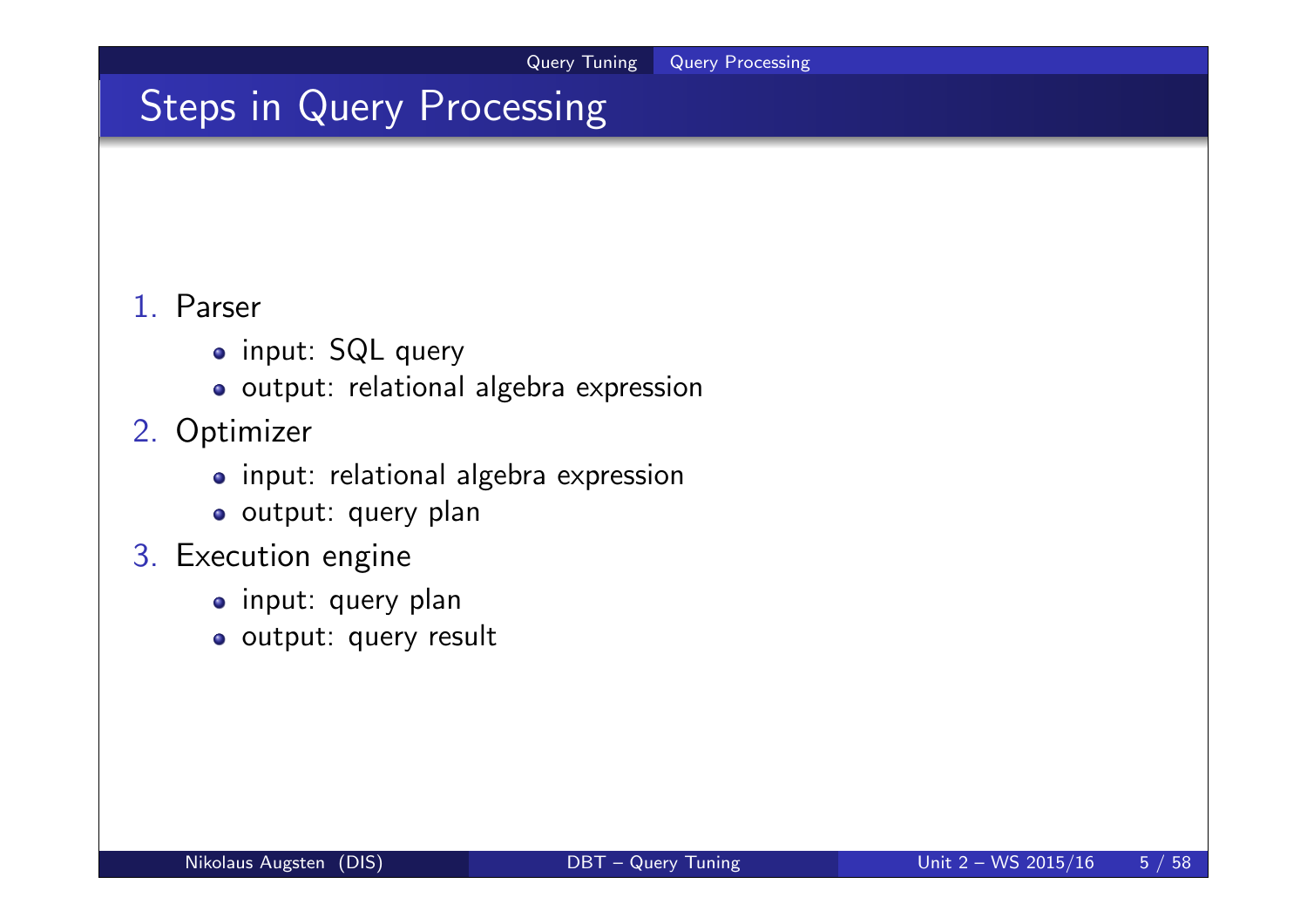# Steps in Query Processing

1. Parser
   - input: SQL query
   - output: relational algebra expression
2. Optimizer
   - input: relational algebra expression
   - output: query plan
3. Execution engine
   - input: query plan
   - output: query result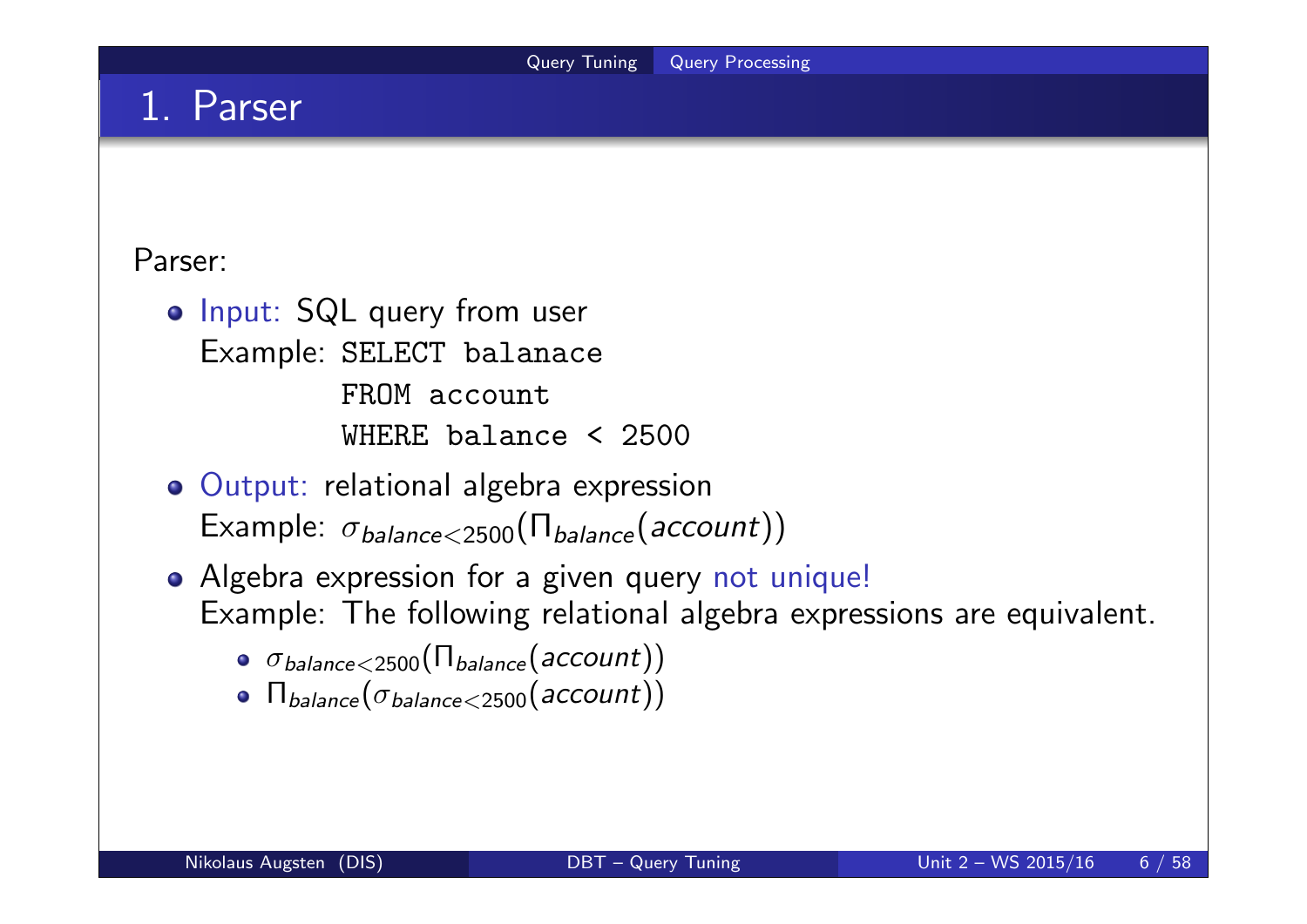# 1. Parser

Parser:

- Input: SQL query from user
  Example:
  ```
  SELECT balanace
  FROM account
  WHERE balance < 2500
  ```
- Output: relational algebra expression
  Example: $\sigma_{balance<2500}(\Pi_{balance}(account))$
- Algebra expression for a given query not unique!
  Example: The following relational algebra expressions are equivalent.
  - $\sigma_{balance<2500}(\Pi_{balance}(account))$
  - $\Pi_{balance}(\sigma_{balance<2500}(account))$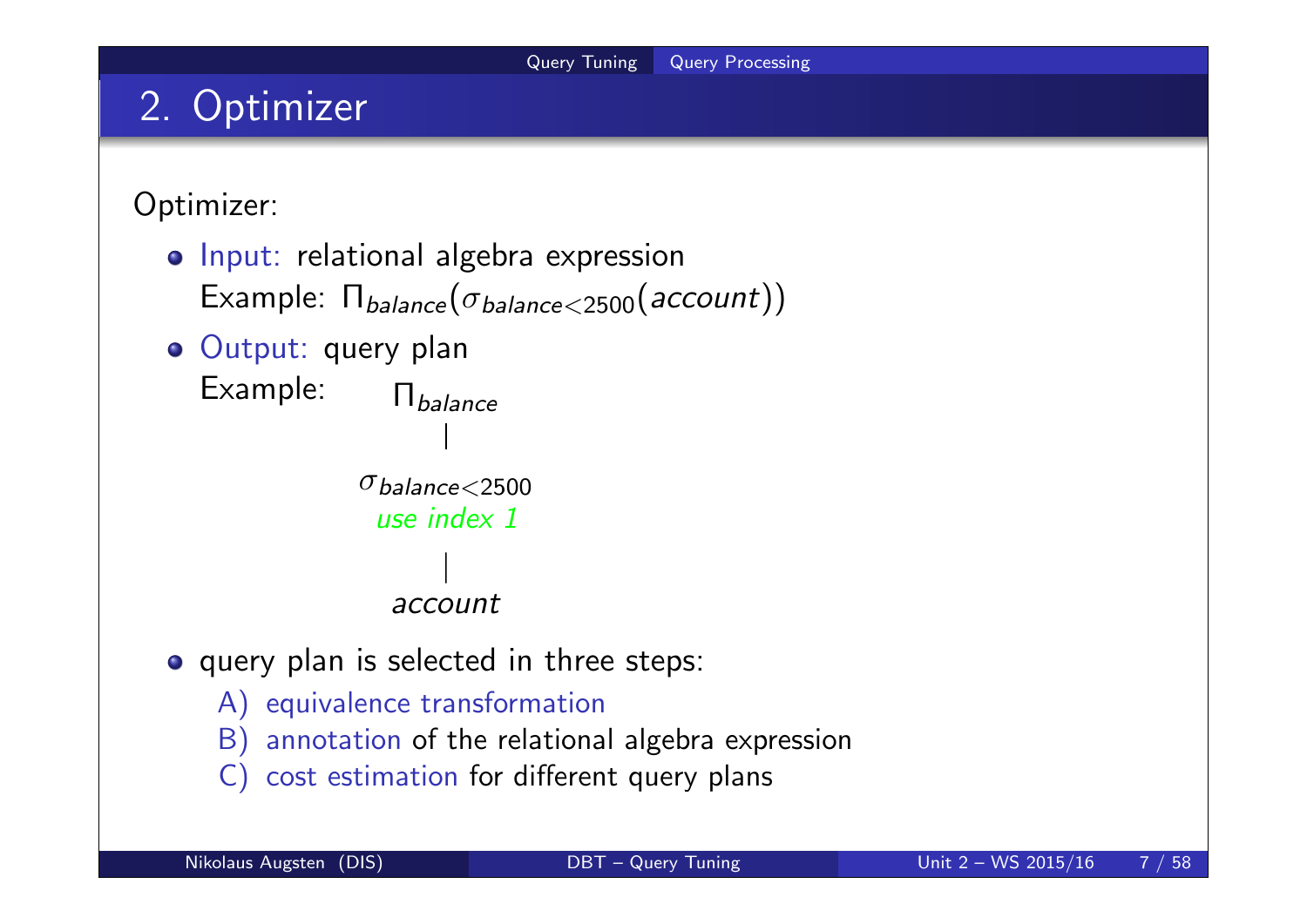# 2. Optimizer

Optimizer:

- Input: relational algebra expression
  Example: $\Pi_{balance}(\sigma_{balance<2500}(account))$
- Output: query plan
  Example:

$$\Pi_{balance}$$
$$|$$
$$\sigma_{balance<2500}$$
*use index 1*
$$|$$
$$account$$

- query plan is selected in three steps:
  - A) equivalence transformation
  - B) annotation of the relational algebra expression
  - C) cost estimation for different query plans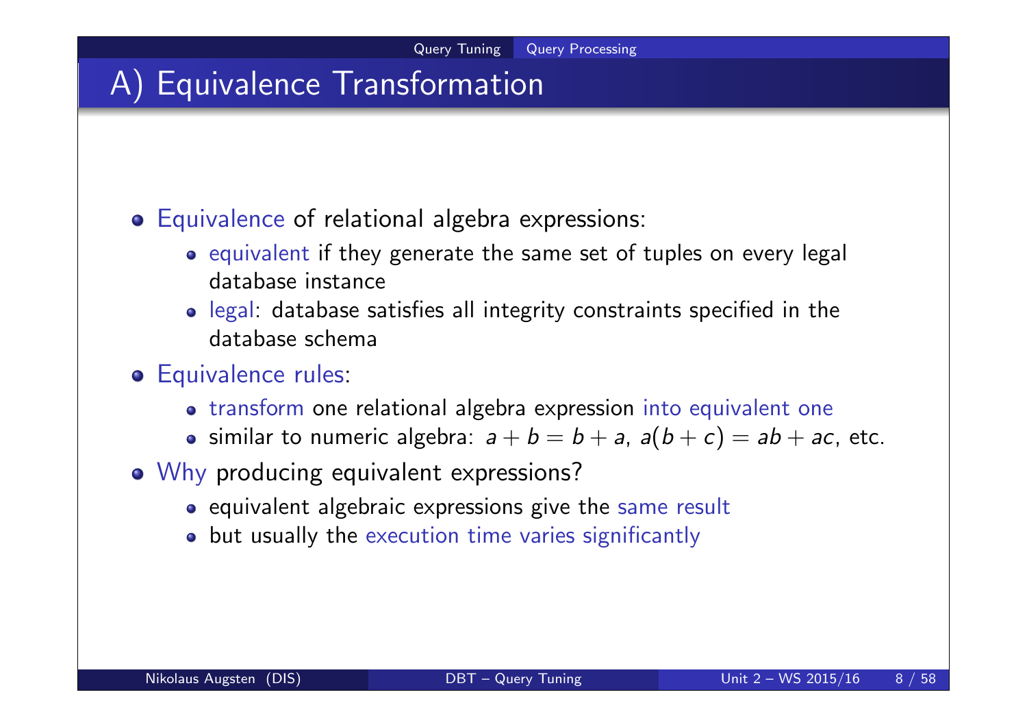# A) Equivalence Transformation

- Equivalence of relational algebra expressions:
  - equivalent if they generate the same set of tuples on every legal database instance
  - legal: database satisfies all integrity constraints specified in the database schema
- Equivalence rules:
  - transform one relational algebra expression into equivalent one
  - similar to numeric algebra: $a + b = b + a$, $a(b + c) = ab + ac$, etc.
- Why producing equivalent expressions?
  - equivalent algebraic expressions give the same result
  - but usually the execution time varies significantly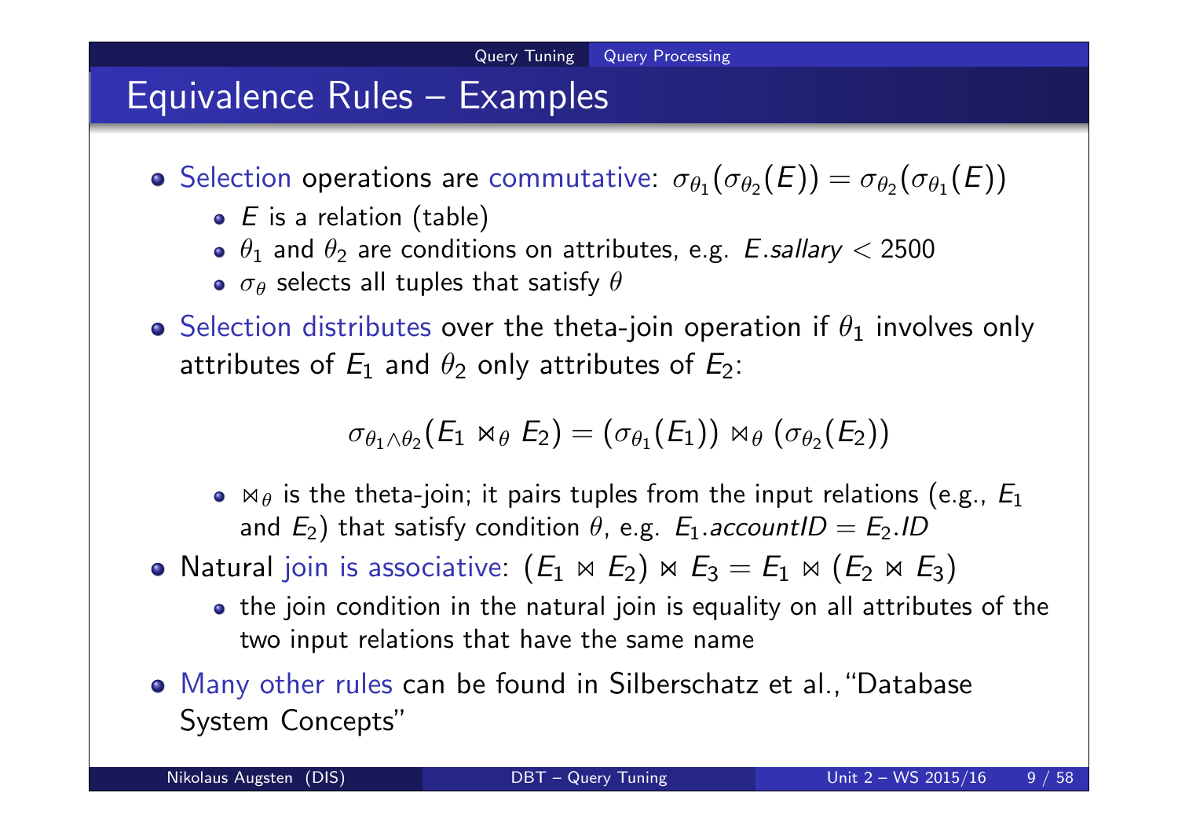# Equivalence Rules – Examples

- Selection operations are commutative: $\sigma_{\theta_1}(\sigma_{\theta_2}(E)) = \sigma_{\theta_2}(\sigma_{\theta_1}(E))$
  - $E$ is a relation (table)
  - $\theta_1$ and $\theta_2$ are conditions on attributes, e.g. $E.sallary < 2500$
  - $\sigma_\theta$ selects all tuples that satisfy $\theta$
- Selection distributes over the theta-join operation if $\theta_1$ involves only attributes of $E_1$ and $\theta_2$ only attributes of $E_2$:

$$\sigma_{\theta_1 \wedge \theta_2}(E_1 \bowtie_\theta E_2) = (\sigma_{\theta_1}(E_1)) \bowtie_\theta (\sigma_{\theta_2}(E_2))$$

  - $\bowtie_\theta$ is the theta-join; it pairs tuples from the input relations (e.g., $E_1$ and $E_2$) that satisfy condition $\theta$, e.g. $E_1.accountID = E_2.ID$
- Natural join is associative: $(E_1 \bowtie E_2) \bowtie E_3 = E_1 \bowtie (E_2 \bowtie E_3)$
  - the join condition in the natural join is equality on all attributes of the two input relations that have the same name
- Many other rules can be found in Silberschatz et al.,"Database System Concepts"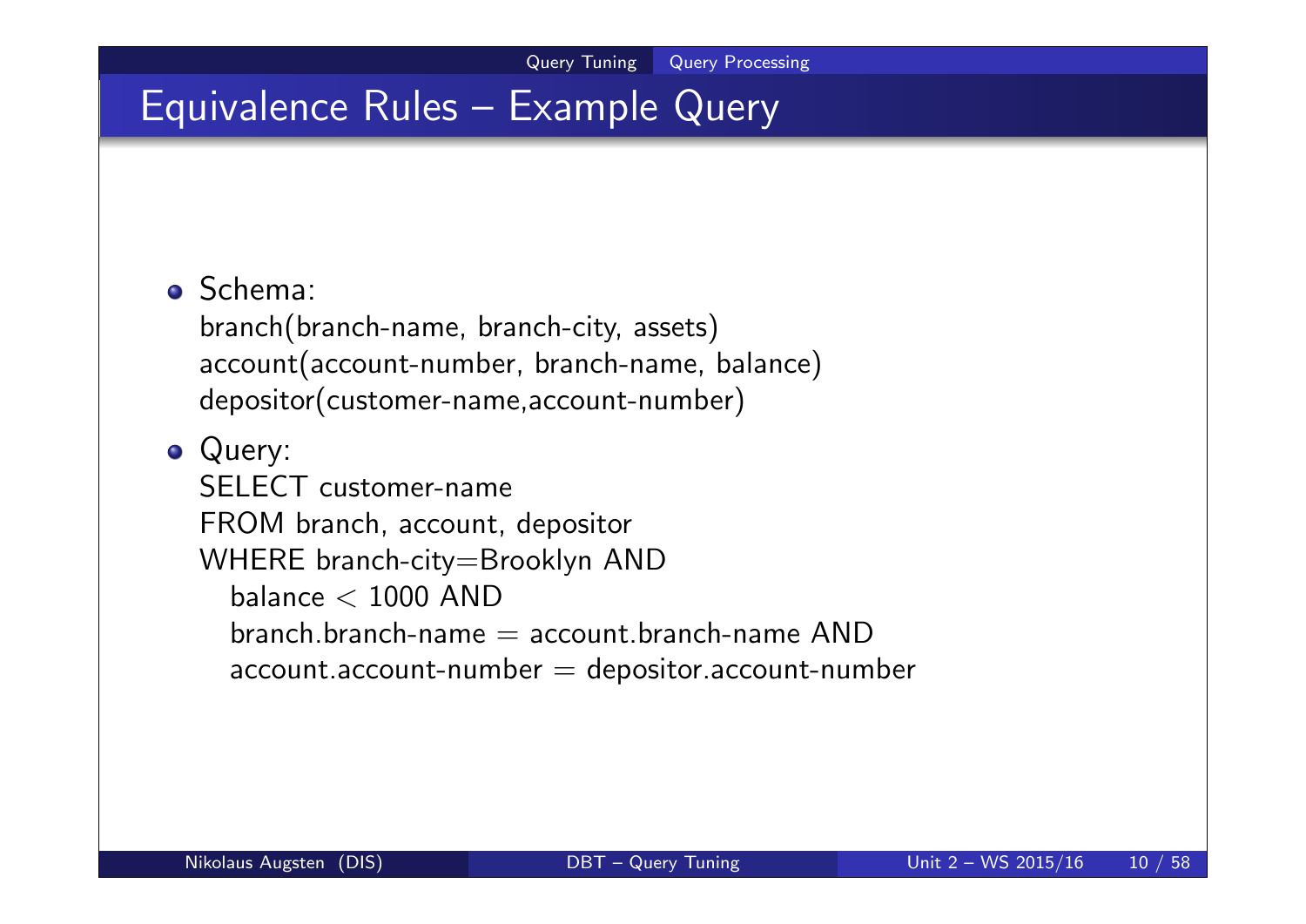# Equivalence Rules – Example Query

- Schema:
  branch(branch-name, branch-city, assets)
  account(account-number, branch-name, balance)
  depositor(customer-name,account-number)

- Query:
  SELECT customer-name
  FROM branch, account, depositor
  WHERE branch-city=Brooklyn AND
    balance < 1000 AND
    branch.branch-name = account.branch-name AND
    account.account-number = depositor.account-number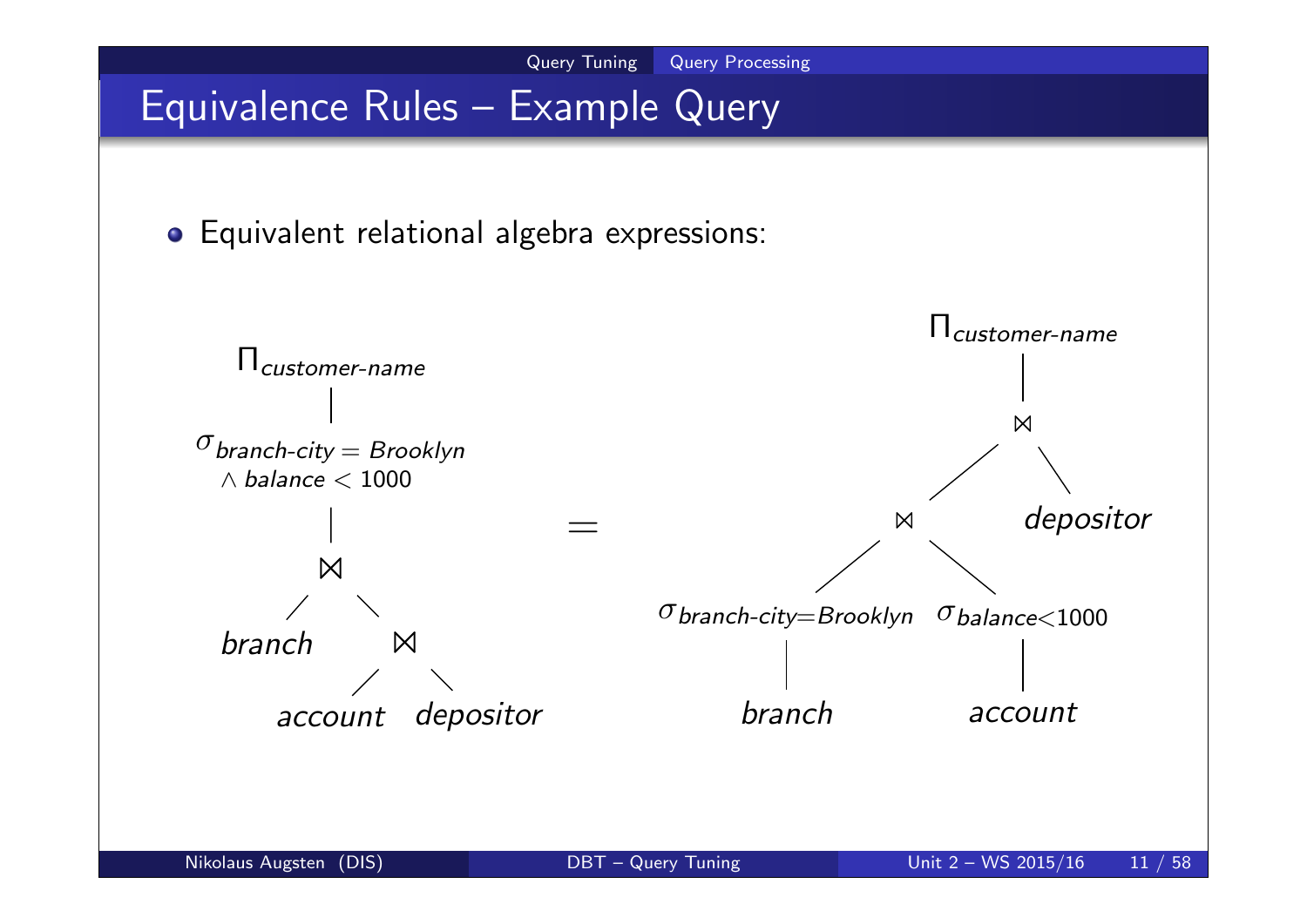# Equivalence Rules – Example Query

- Equivalent relational algebra expressions:

$$\Pi_{customer\text{-}name}(\sigma_{branch\text{-}city = Brooklyn \wedge balance < 1000}(branch \bowtie (account \bowtie depositor)))$$

$$=$$

$$\Pi_{customer\text{-}name}((\sigma_{branch\text{-}city=Brooklyn}(branch) \bowtie \sigma_{balance<1000}(account)) \bowtie depositor)$$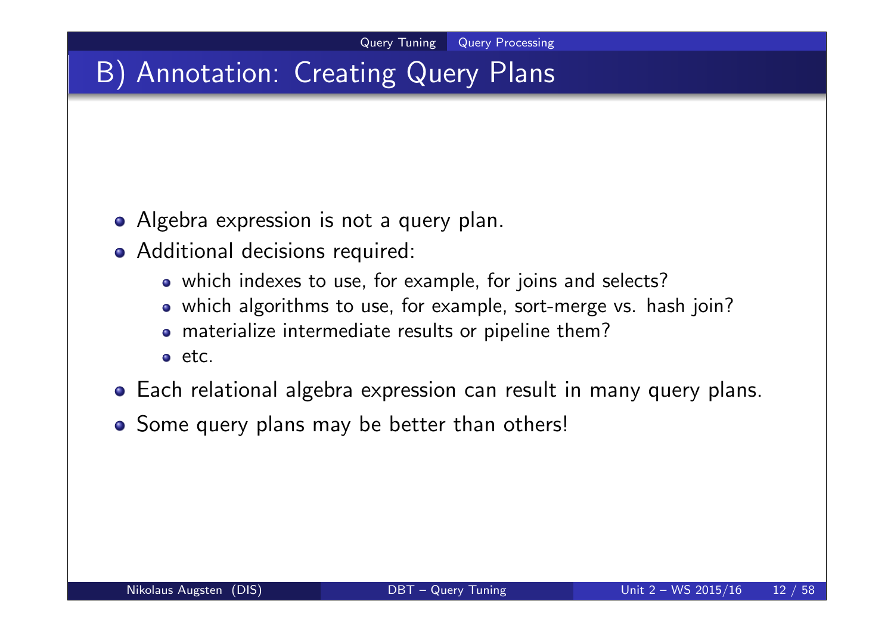## B) Annotation: Creating Query Plans

- Algebra expression is not a query plan.
- Additional decisions required:
  - which indexes to use, for example, for joins and selects?
  - which algorithms to use, for example, sort-merge vs. hash join?
  - materialize intermediate results or pipeline them?
  - etc.
- Each relational algebra expression can result in many query plans.
- Some query plans may be better than others!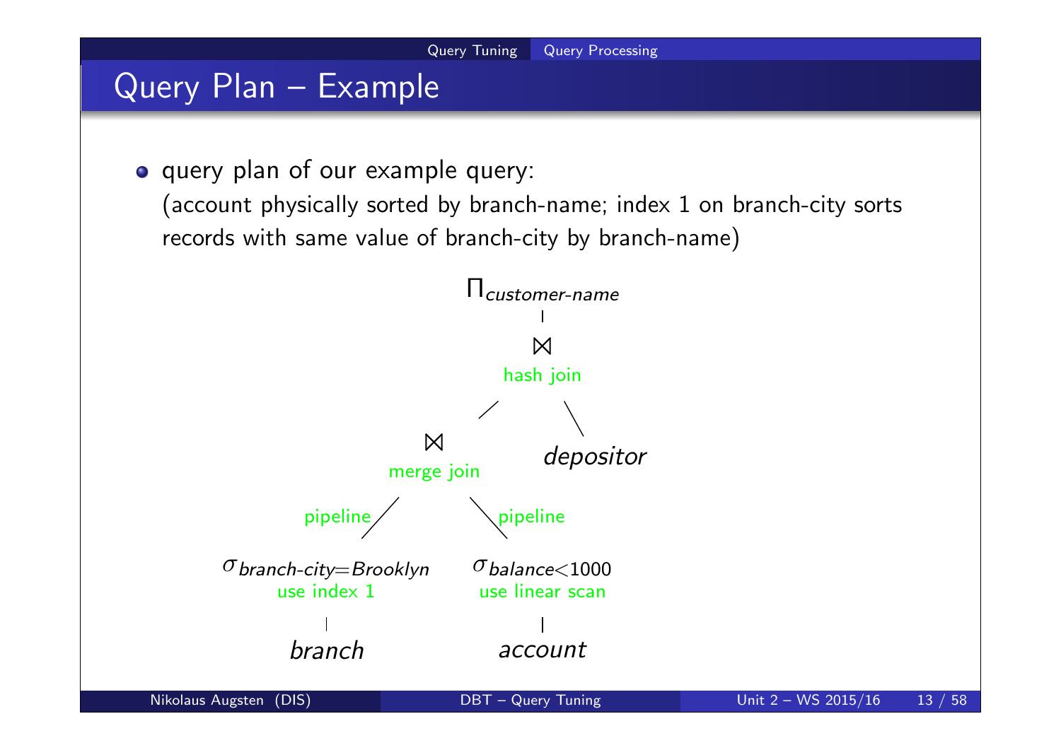# Query Plan – Example

- query plan of our example query:
  (account physically sorted by branch-name; index 1 on branch-city sorts records with same value of branch-city by branch-name)

```
                         Π_customer-name
                               |
                               ⋈
                           hash join
                          /         \
                        ⋈            depositor
                   merge join
          pipeline /          \ pipeline
σ_branch-city=Brooklyn      σ_balance<1000
     use index 1            use linear scan
          |                       |
        branch                 account
```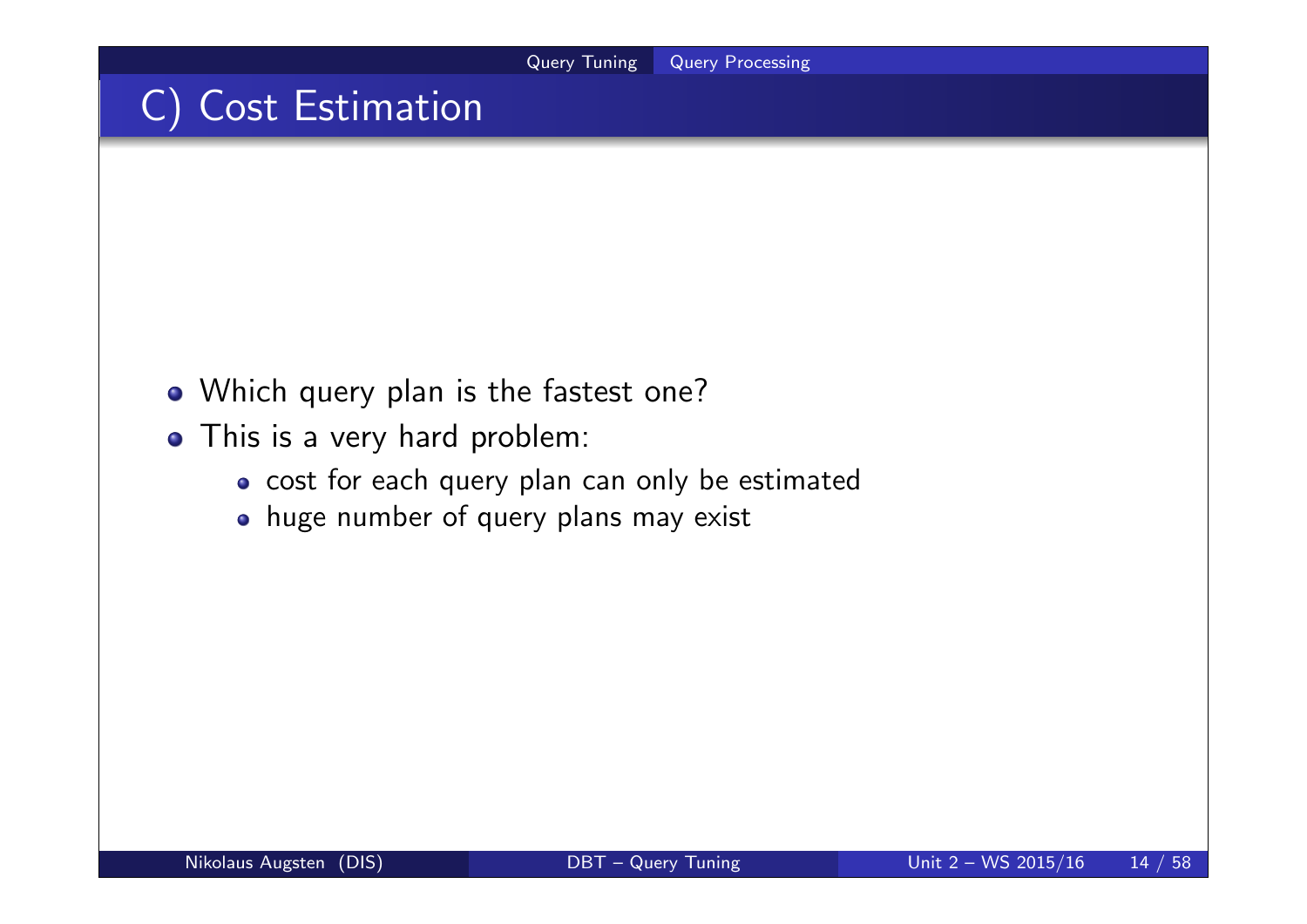# C) Cost Estimation

- Which query plan is the fastest one?
- This is a very hard problem:
  - cost for each query plan can only be estimated
  - huge number of query plans may exist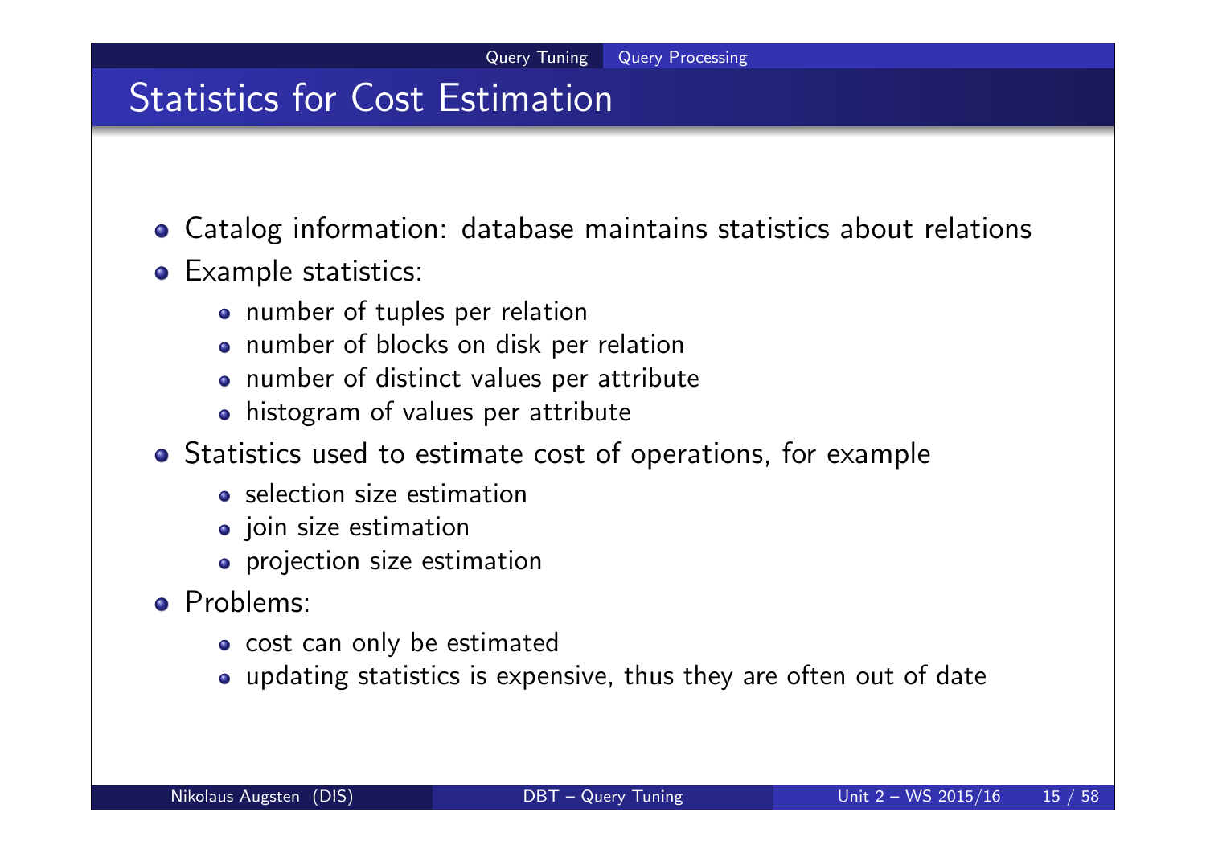## Statistics for Cost Estimation

- Catalog information: database maintains statistics about relations
- Example statistics:
  - number of tuples per relation
  - number of blocks on disk per relation
  - number of distinct values per attribute
  - histogram of values per attribute
- Statistics used to estimate cost of operations, for example
  - selection size estimation
  - join size estimation
  - projection size estimation
- Problems:
  - cost can only be estimated
  - updating statistics is expensive, thus they are often out of date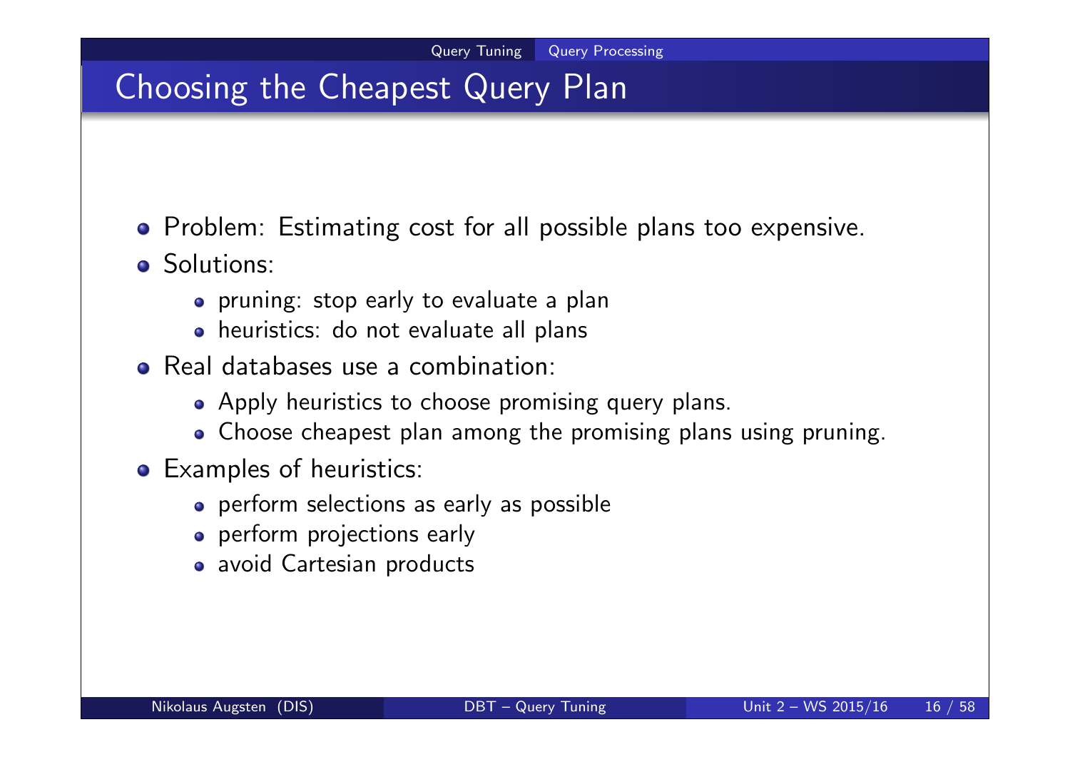# Choosing the Cheapest Query Plan

- Problem: Estimating cost for all possible plans too expensive.
- Solutions:
  - pruning: stop early to evaluate a plan
  - heuristics: do not evaluate all plans
- Real databases use a combination:
  - Apply heuristics to choose promising query plans.
  - Choose cheapest plan among the promising plans using pruning.
- Examples of heuristics:
  - perform selections as early as possible
  - perform projections early
  - avoid Cartesian products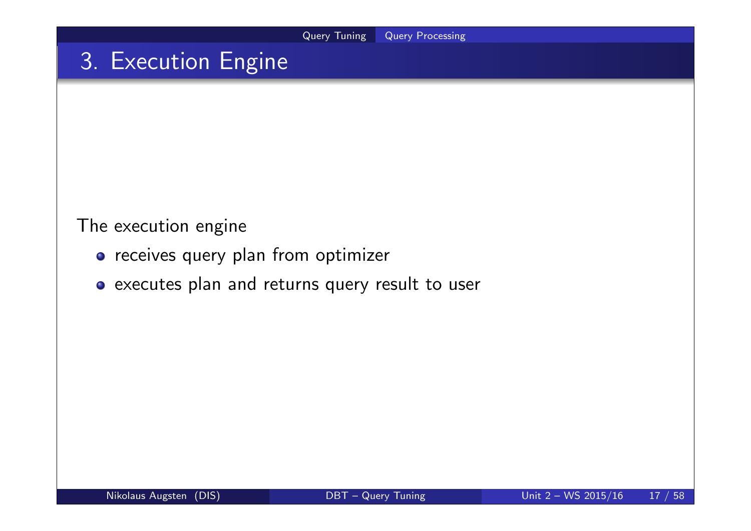# 3. Execution Engine

The execution engine

- receives query plan from optimizer
- executes plan and returns query result to user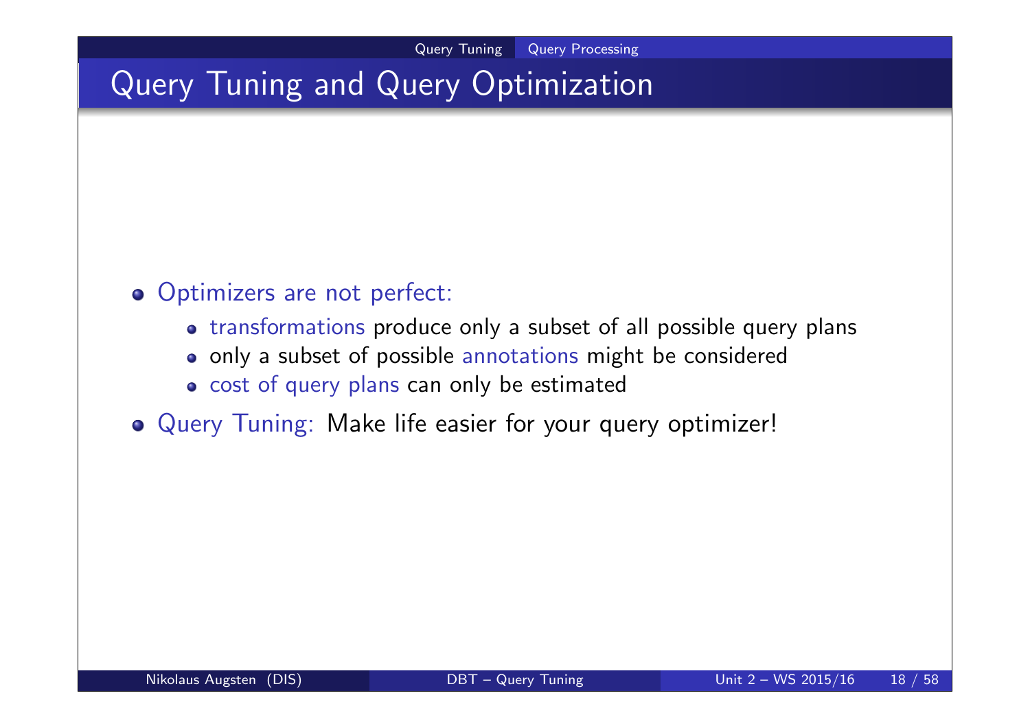# Query Tuning and Query Optimization

- Optimizers are not perfect:
  - transformations produce only a subset of all possible query plans
  - only a subset of possible annotations might be considered
  - cost of query plans can only be estimated
- Query Tuning: Make life easier for your query optimizer!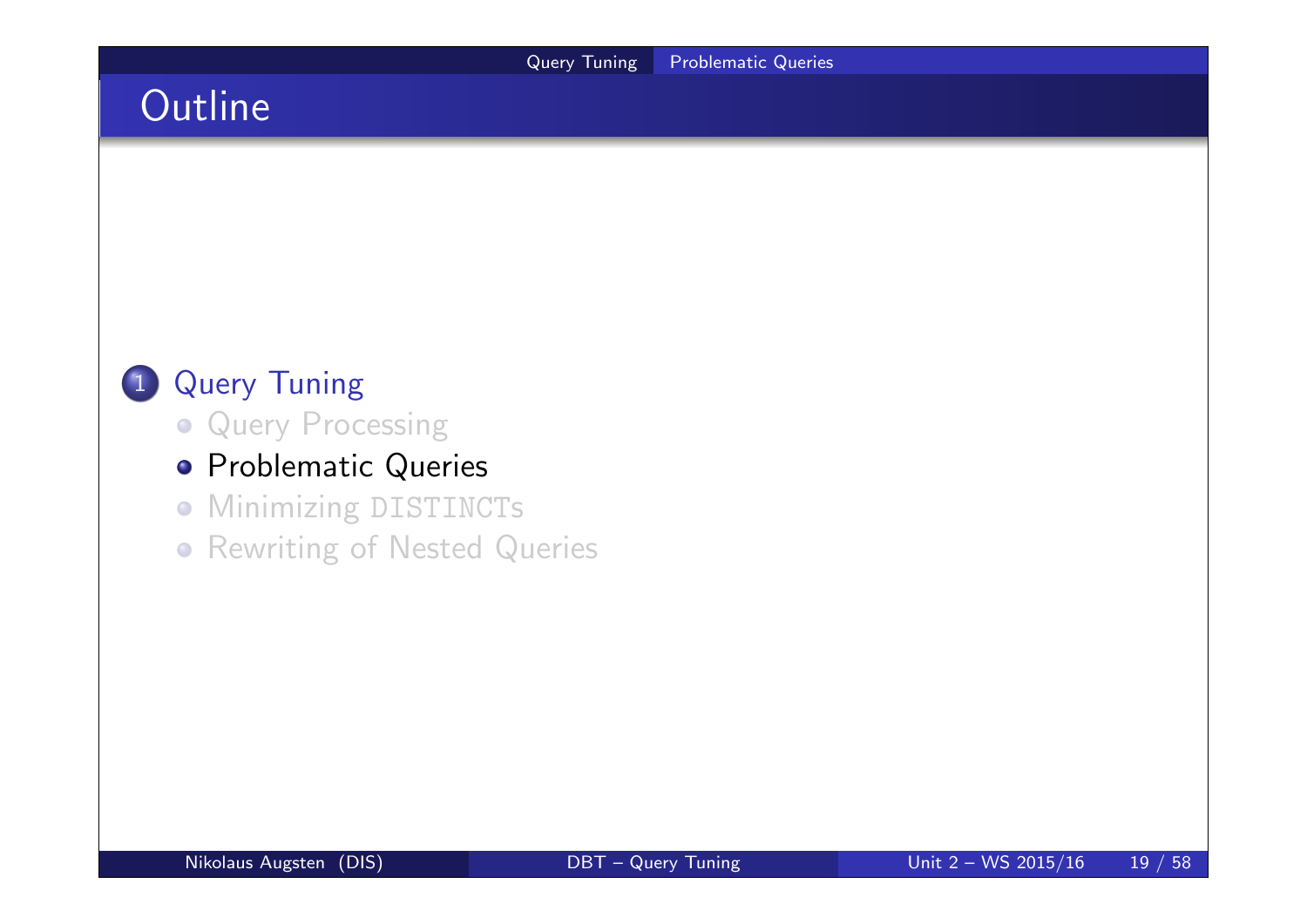# Outline

1. Query Tuning
   - Query Processing
   - Problematic Queries
   - Minimizing DISTINCTs
   - Rewriting of Nested Queries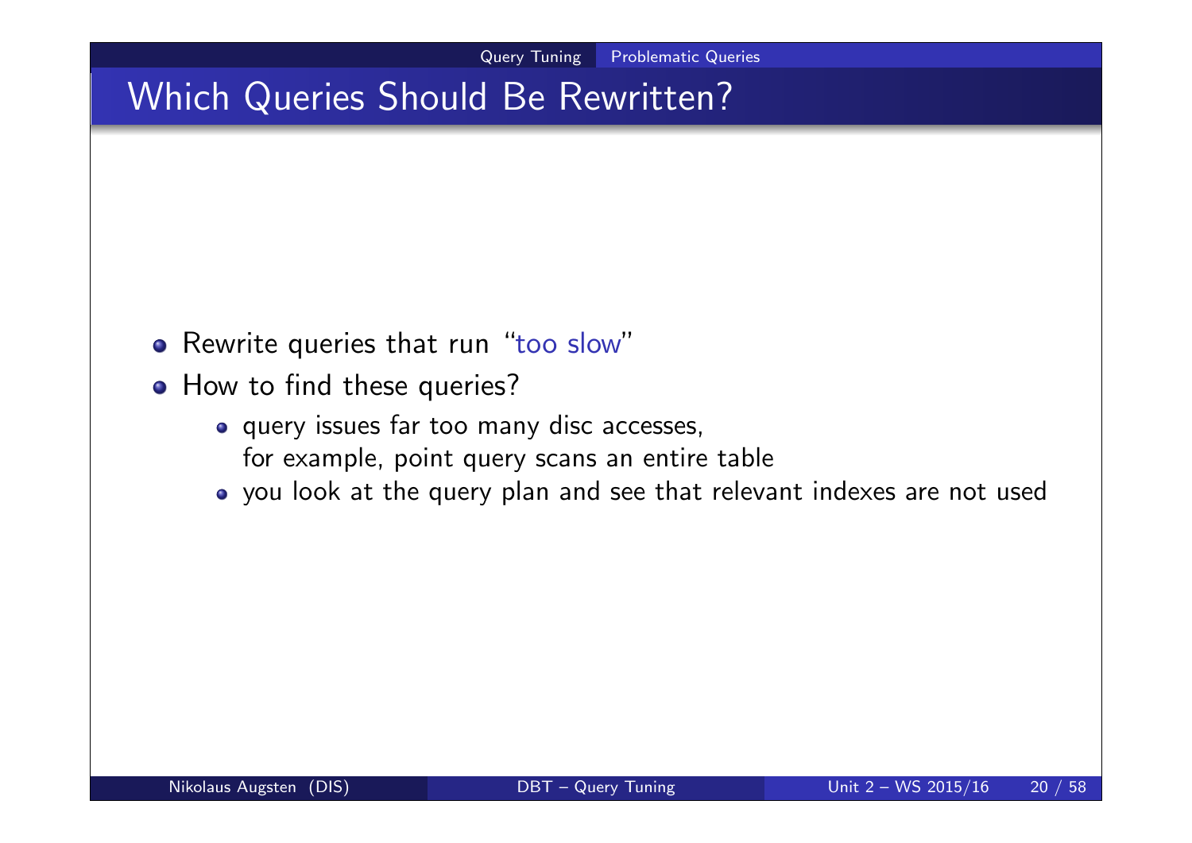# Which Queries Should Be Rewritten?

- Rewrite queries that run "too slow"
- How to find these queries?
  - query issues far too many disc accesses, for example, point query scans an entire table
  - you look at the query plan and see that relevant indexes are not used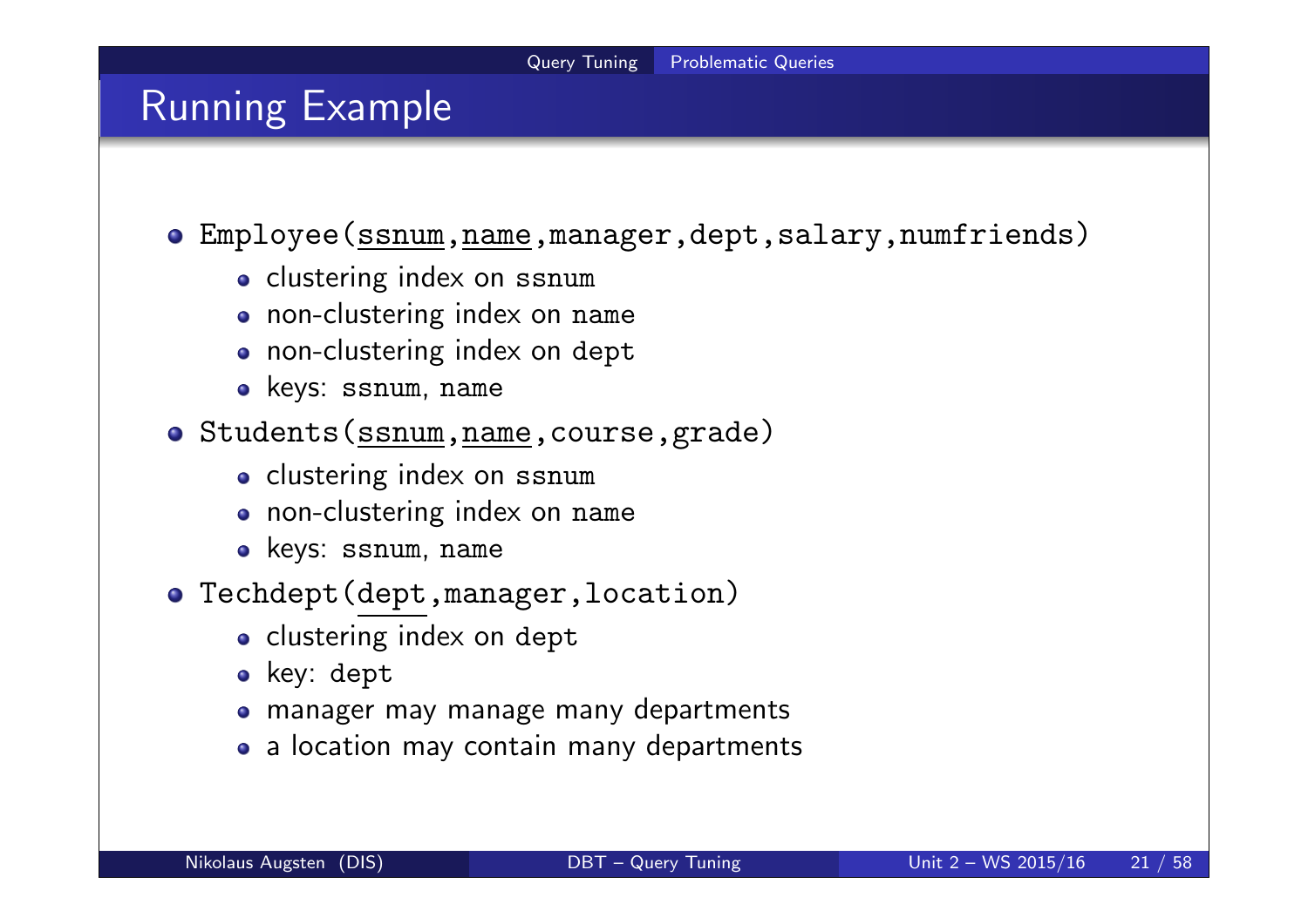# Running Example

- `Employee(ssnum,name,manager,dept,salary,numfriends)`
  - clustering index on `ssnum`
  - non-clustering index on `name`
  - non-clustering index on `dept`
  - keys: `ssnum`, `name`
- `Students(ssnum,name,course,grade)`
  - clustering index on `ssnum`
  - non-clustering index on `name`
  - keys: `ssnum`, `name`
- `Techdept(dept,manager,location)`
  - clustering index on `dept`
  - key: `dept`
  - manager may manage many departments
  - a location may contain many departments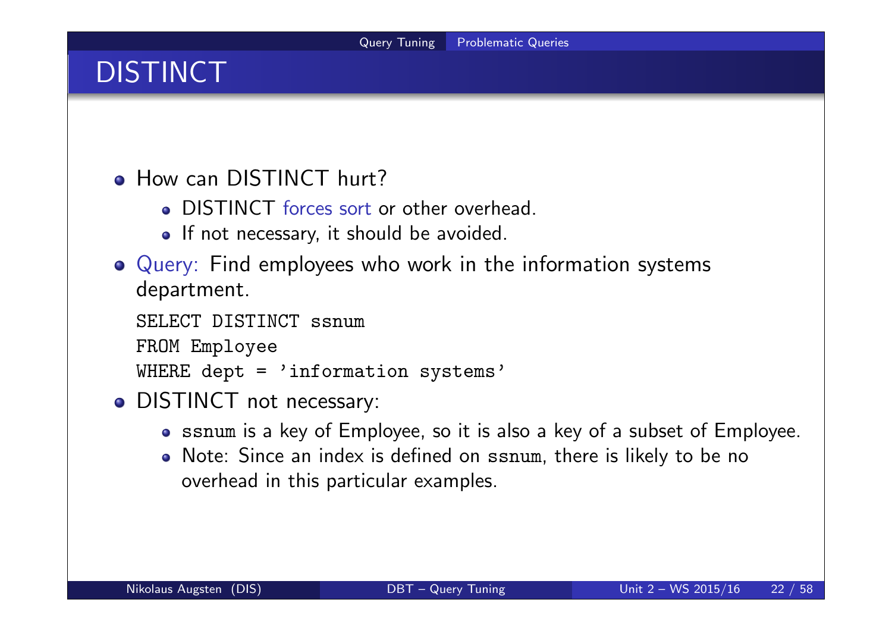# DISTINCT

- How can DISTINCT hurt?
  - DISTINCT forces sort or other overhead.
  - If not necessary, it should be avoided.
- Query: Find employees who work in the information systems department.

```
SELECT DISTINCT ssnum
FROM Employee
WHERE dept = 'information systems'
```

- DISTINCT not necessary:
  - `ssnum` is a key of Employee, so it is also a key of a subset of Employee.
  - Note: Since an index is defined on `ssnum`, there is likely to be no overhead in this particular examples.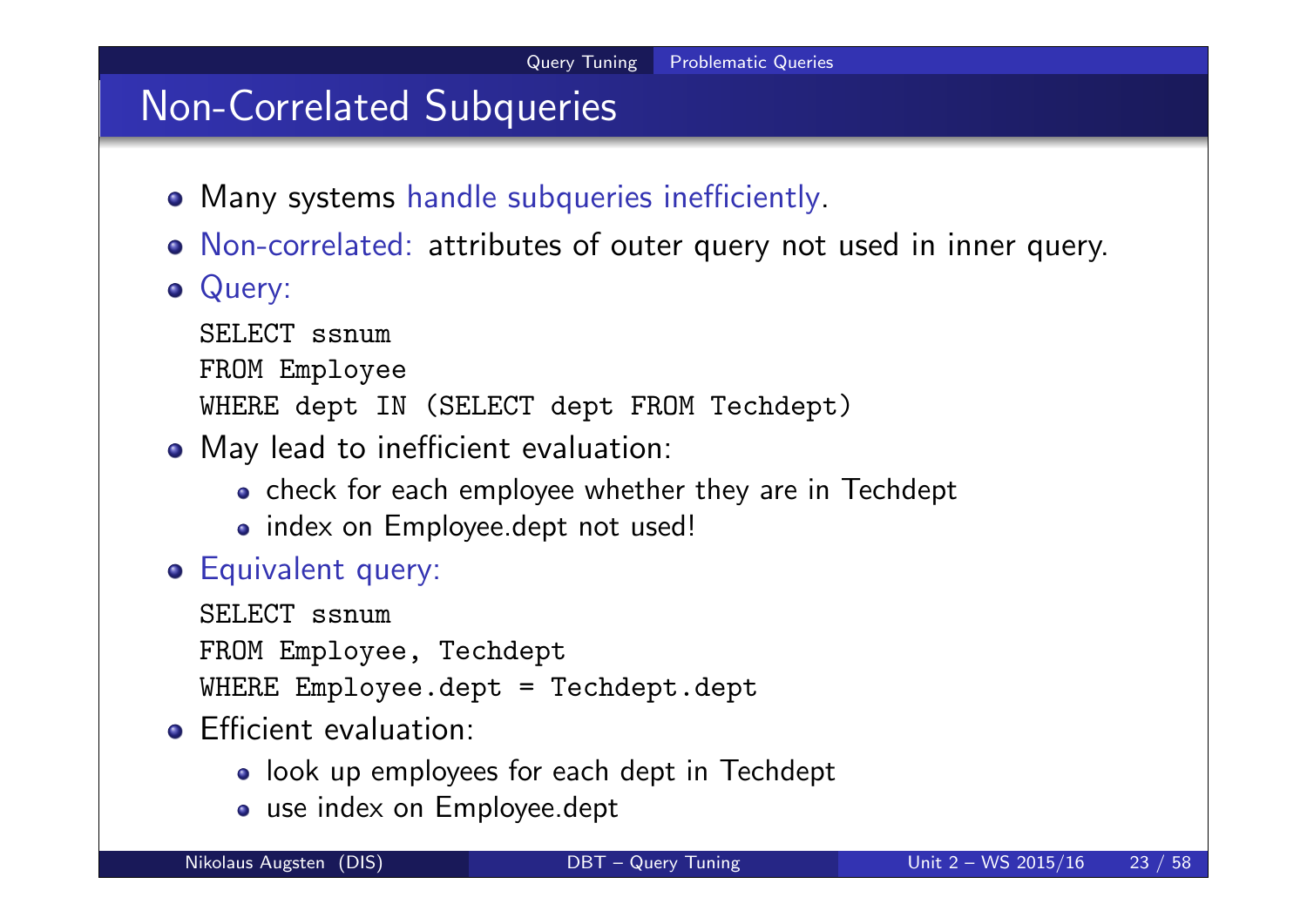# Non-Correlated Subqueries

- Many systems handle subqueries inefficiently.
- Non-correlated: attributes of outer query not used in inner query.
- Query:

```
SELECT ssnum
FROM Employee
WHERE dept IN (SELECT dept FROM Techdept)
```

- May lead to inefficient evaluation:
  - check for each employee whether they are in Techdept
  - index on Employee.dept not used!
- Equivalent query:

```
SELECT ssnum
FROM Employee, Techdept
WHERE Employee.dept = Techdept.dept
```

- Efficient evaluation:
  - look up employees for each dept in Techdept
  - use index on Employee.dept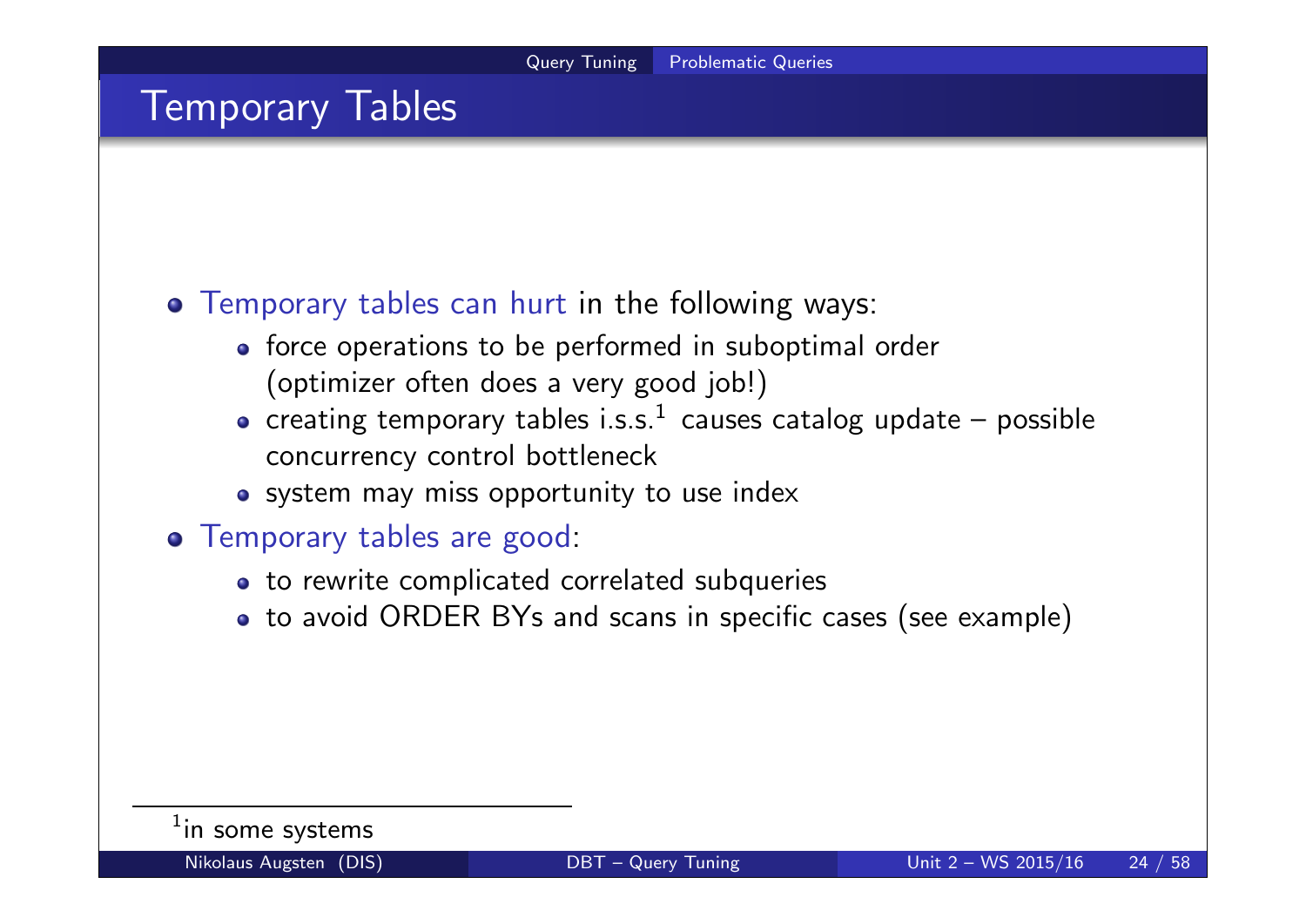# Temporary Tables

- Temporary tables can hurt in the following ways:
  - force operations to be performed in suboptimal order (optimizer often does a very good job!)
  - creating temporary tables i.s.s.[1] causes catalog update – possible concurrency control bottleneck
  - system may miss opportunity to use index
- Temporary tables are good:
  - to rewrite complicated correlated subqueries
  - to avoid ORDER BYs and scans in specific cases (see example)

[1] in some systems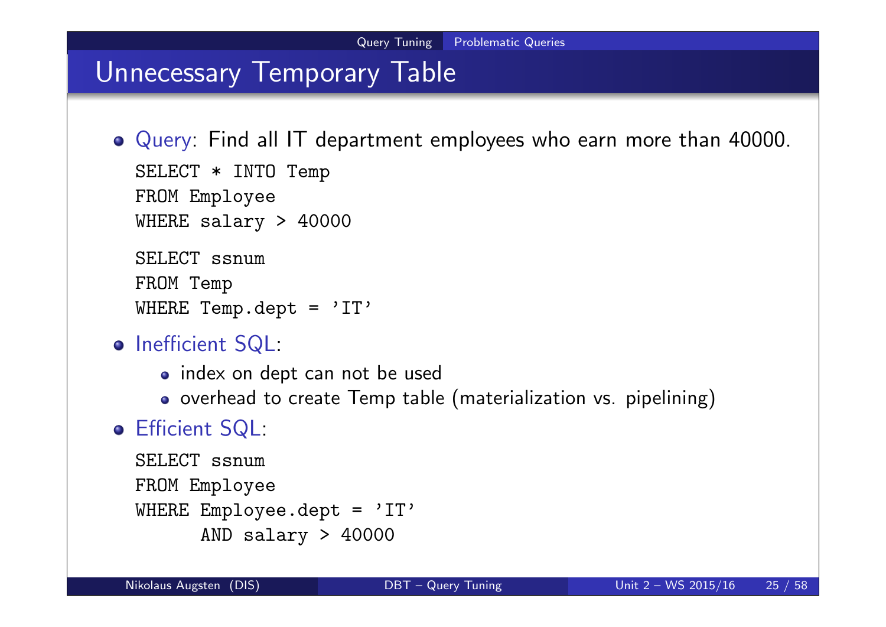# Unnecessary Temporary Table

- Query: Find all IT department employees who earn more than 40000.

```
SELECT * INTO Temp
FROM Employee
WHERE salary > 40000
```

```
SELECT ssnum
FROM Temp
WHERE Temp.dept = 'IT'
```

- Inefficient SQL:
  - index on dept can not be used
  - overhead to create Temp table (materialization vs. pipelining)
- Efficient SQL:

```
SELECT ssnum
FROM Employee
WHERE Employee.dept = 'IT'
      AND salary > 40000
```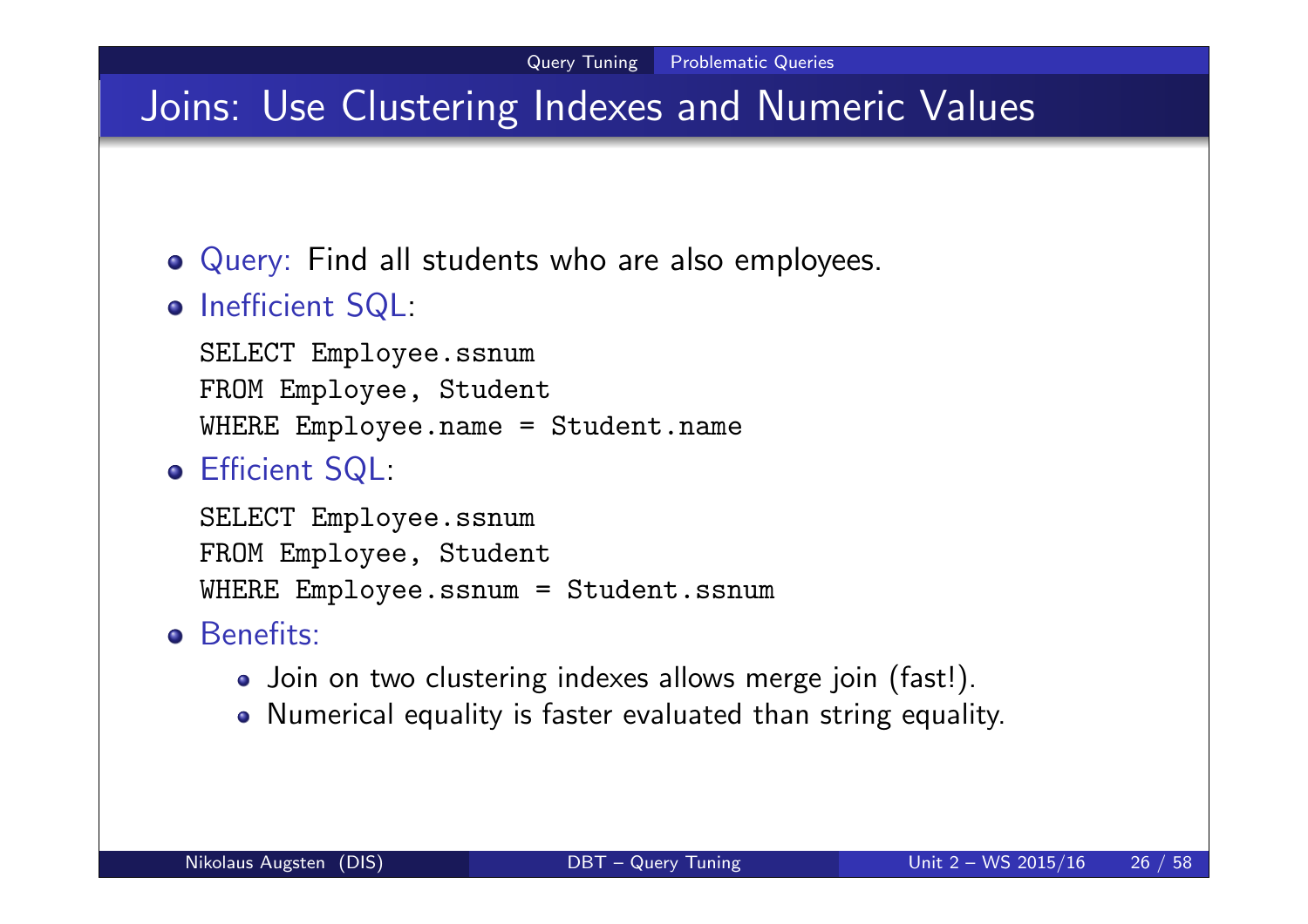# Joins: Use Clustering Indexes and Numeric Values

- Query: Find all students who are also employees.
- Inefficient SQL:

```
SELECT Employee.ssnum
FROM Employee, Student
WHERE Employee.name = Student.name
```

- Efficient SQL:

```
SELECT Employee.ssnum
FROM Employee, Student
WHERE Employee.ssnum = Student.ssnum
```

- Benefits:
  - Join on two clustering indexes allows merge join (fast!).
  - Numerical equality is faster evaluated than string equality.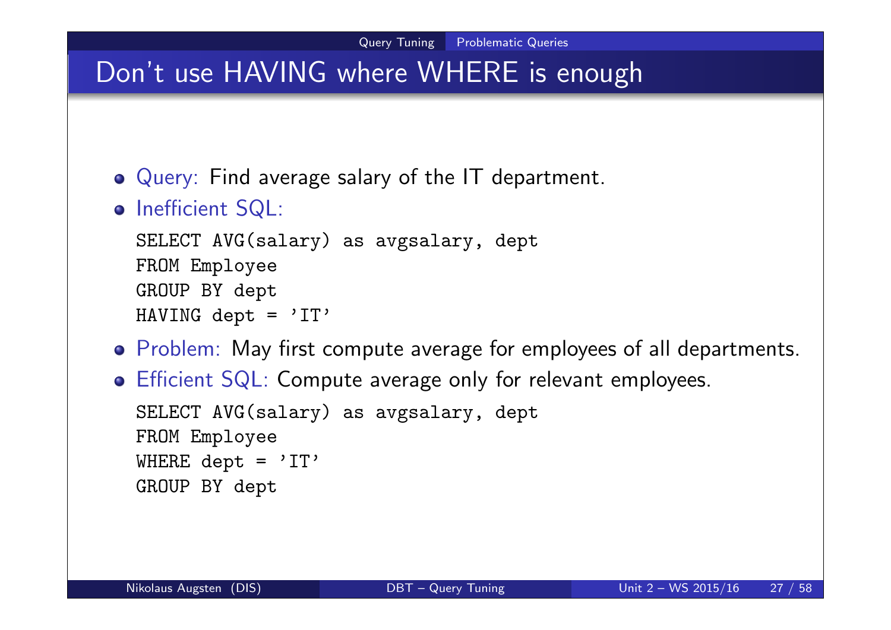# Don't use HAVING where WHERE is enough

- Query: Find average salary of the IT department.
- Inefficient SQL:

```
SELECT AVG(salary) as avgsalary, dept
FROM Employee
GROUP BY dept
HAVING dept = 'IT'
```

- Problem: May first compute average for employees of all departments.
- Efficient SQL: Compute average only for relevant employees.

```
SELECT AVG(salary) as avgsalary, dept
FROM Employee
WHERE dept = 'IT'
GROUP BY dept
```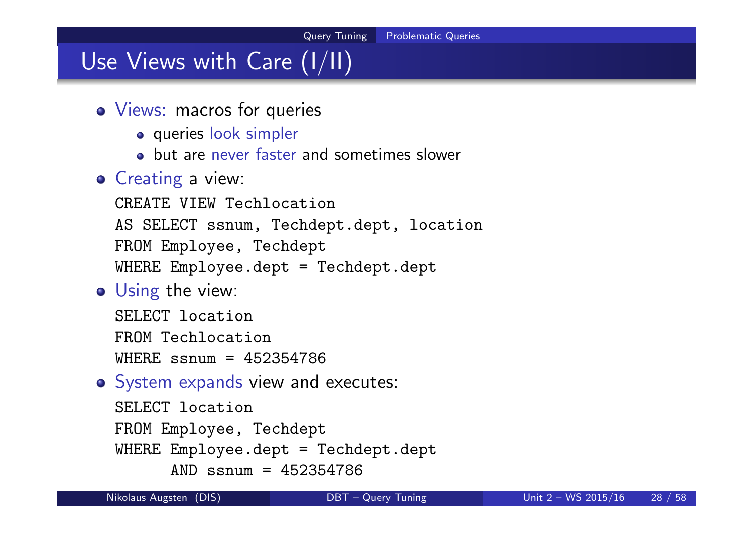# Use Views with Care (I/II)

- Views: macros for queries
  - queries look simpler
  - but are never faster and sometimes slower
- Creating a view:

```
CREATE VIEW Techlocation
AS SELECT ssnum, Techdept.dept, location
FROM Employee, Techdept
WHERE Employee.dept = Techdept.dept
```

- Using the view:

```
SELECT location
FROM Techlocation
WHERE ssnum = 452354786
```

- System expands view and executes:

```
SELECT location
FROM Employee, Techdept
WHERE Employee.dept = Techdept.dept
      AND ssnum = 452354786
```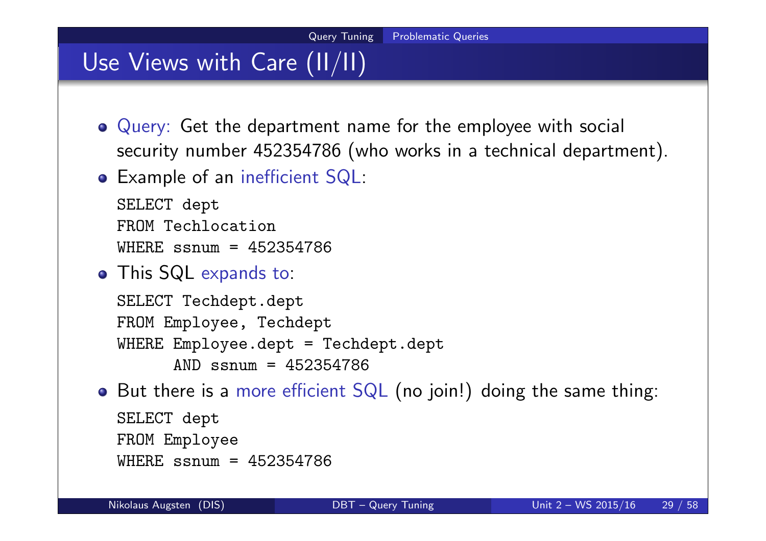# Use Views with Care (II/II)

- Query: Get the department name for the employee with social security number 452354786 (who works in a technical department).
- Example of an inefficient SQL:

```
SELECT dept
FROM Techlocation
WHERE ssnum = 452354786
```

- This SQL expands to:

```
SELECT Techdept.dept
FROM Employee, Techdept
WHERE Employee.dept = Techdept.dept
      AND ssnum = 452354786
```

- But there is a more efficient SQL (no join!) doing the same thing:

```
SELECT dept
FROM Employee
WHERE ssnum = 452354786
```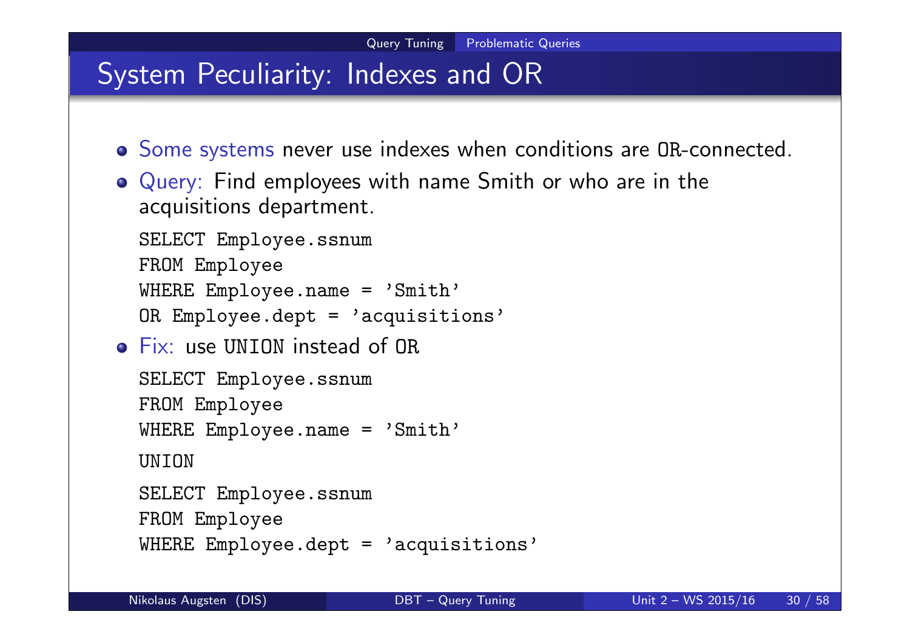# System Peculiarity: Indexes and OR

- Some systems never use indexes when conditions are OR-connected.
- Query: Find employees with name Smith or who are in the acquisitions department.

```
SELECT Employee.ssnum
FROM Employee
WHERE Employee.name = 'Smith'
OR Employee.dept = 'acquisitions'
```

- Fix: use UNION instead of OR

```
SELECT Employee.ssnum
FROM Employee
WHERE Employee.name = 'Smith'
UNION
SELECT Employee.ssnum
FROM Employee
WHERE Employee.dept = 'acquisitions'
```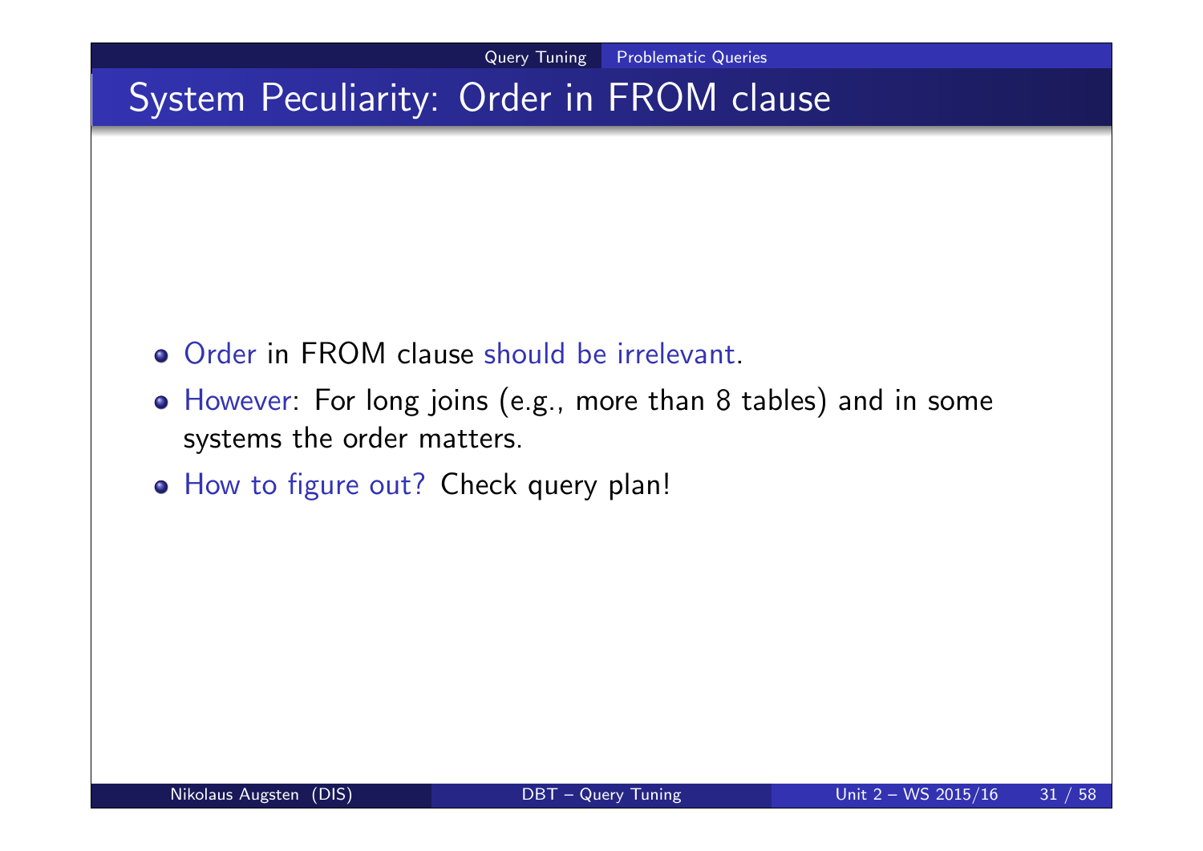# System Peculiarity: Order in FROM clause

- Order in FROM clause should be irrelevant.
- However: For long joins (e.g., more than 8 tables) and in some systems the order matters.
- How to figure out? Check query plan!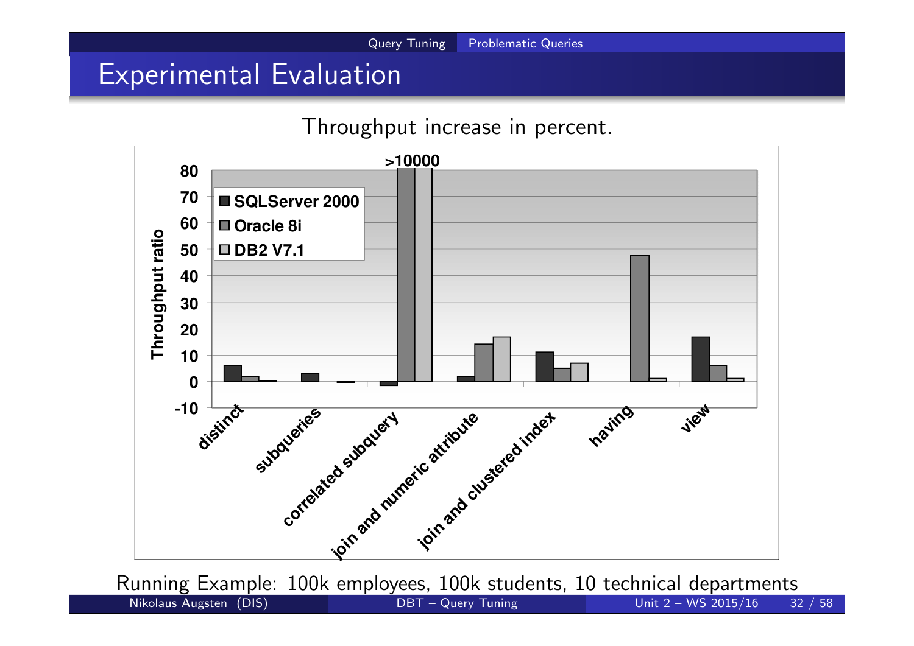# Experimental Evaluation

Throughput increase in percent.

Throughput ratio

| | SQLServer 2000 | Oracle 8i | DB2 V7.1 |
|---|---|---|---|
| distinct | | | |
| subqueries | | | |
| correlated subquery | | >10000 | >10000 |
| join and numeric attribute | | | |
| join and clustered index | | | |
| having | | | |
| view | | | |

Running Example: 100k employees, 100k students, 10 technical departments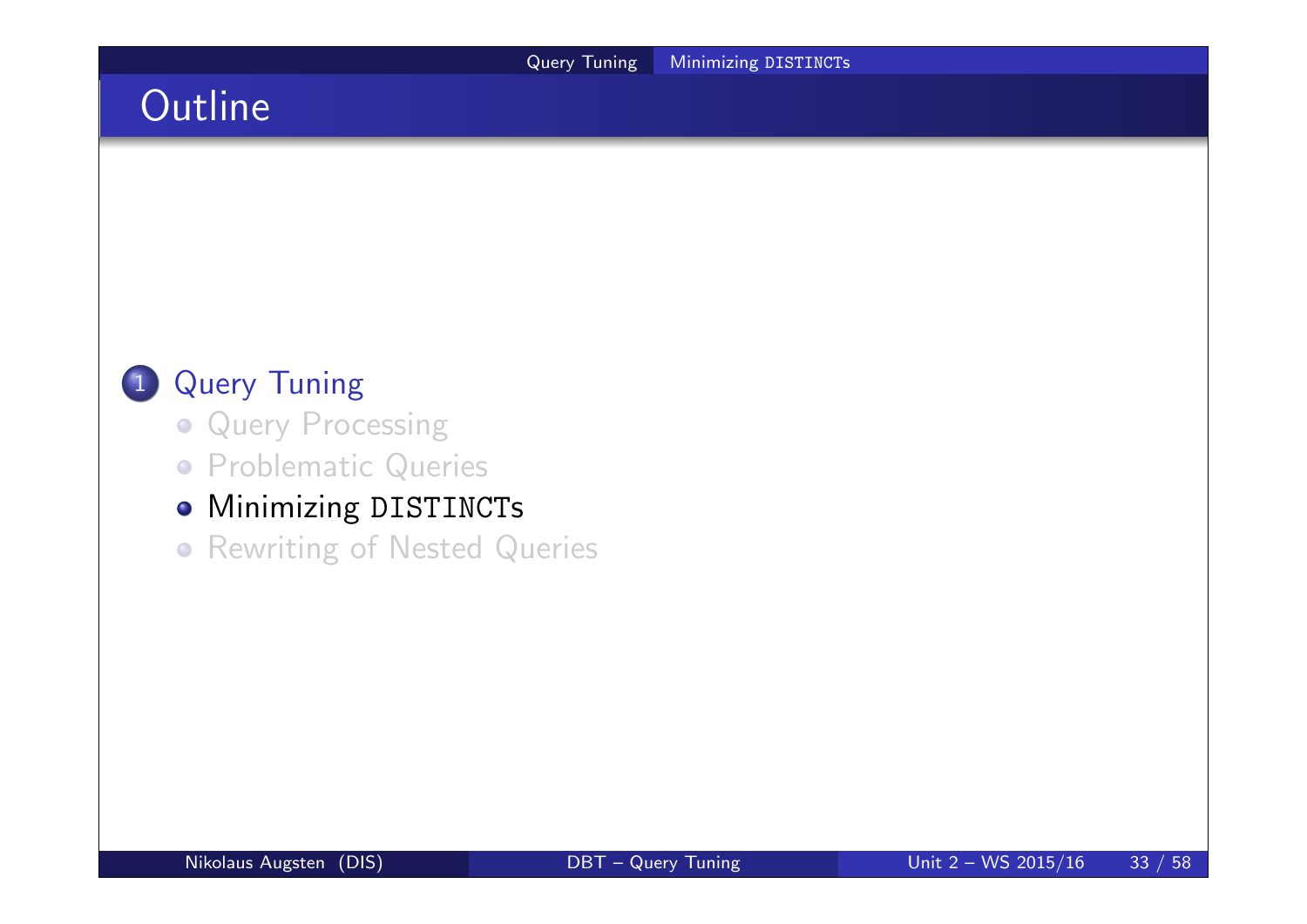# Outline

1. Query Tuning
   - Query Processing
   - Problematic Queries
   - Minimizing DISTINCTs
   - Rewriting of Nested Queries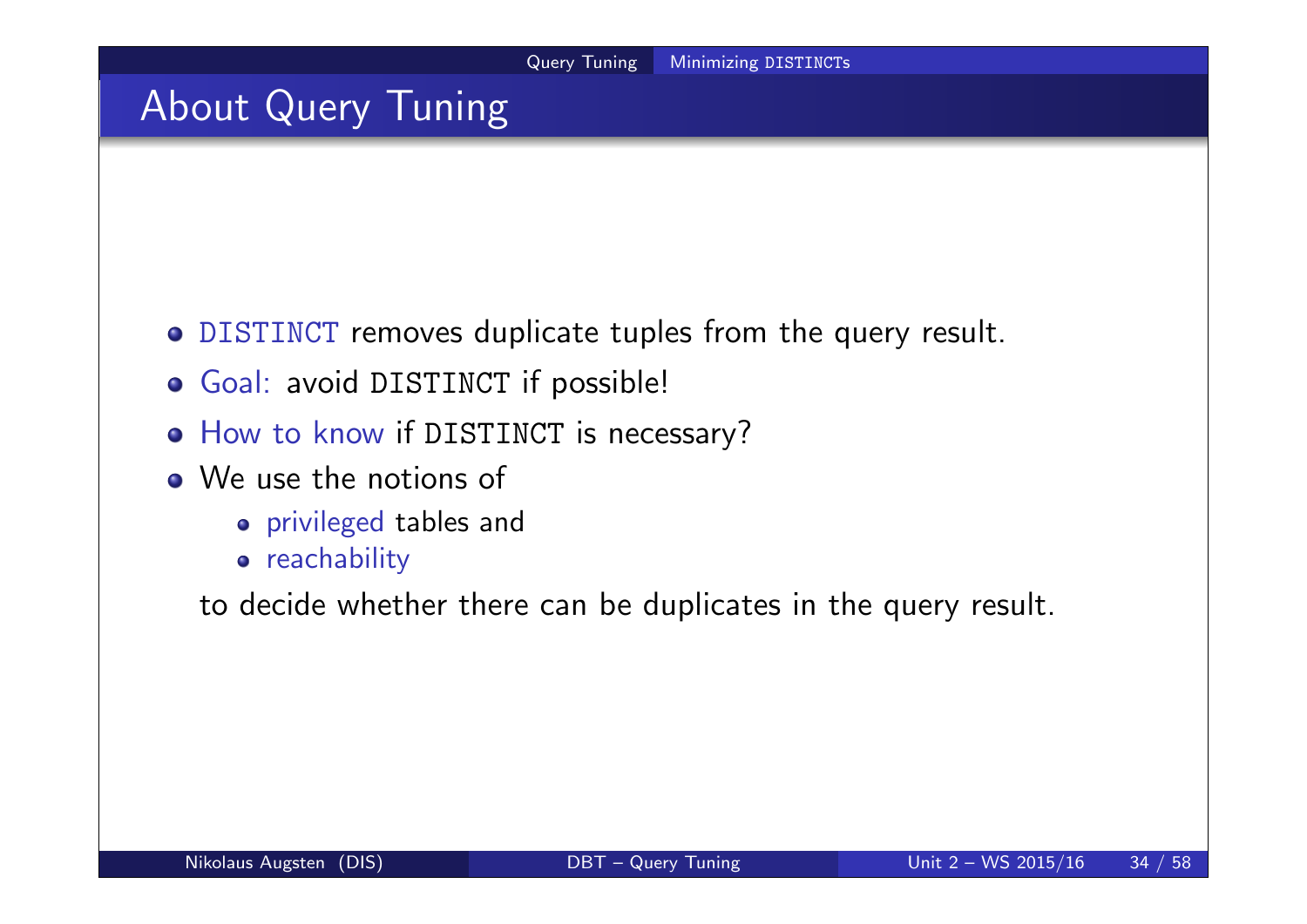# About Query Tuning

- `DISTINCT` removes duplicate tuples from the query result.
- Goal: avoid `DISTINCT` if possible!
- How to know if `DISTINCT` is necessary?
- We use the notions of
  - privileged tables and
  - reachability

  to decide whether there can be duplicates in the query result.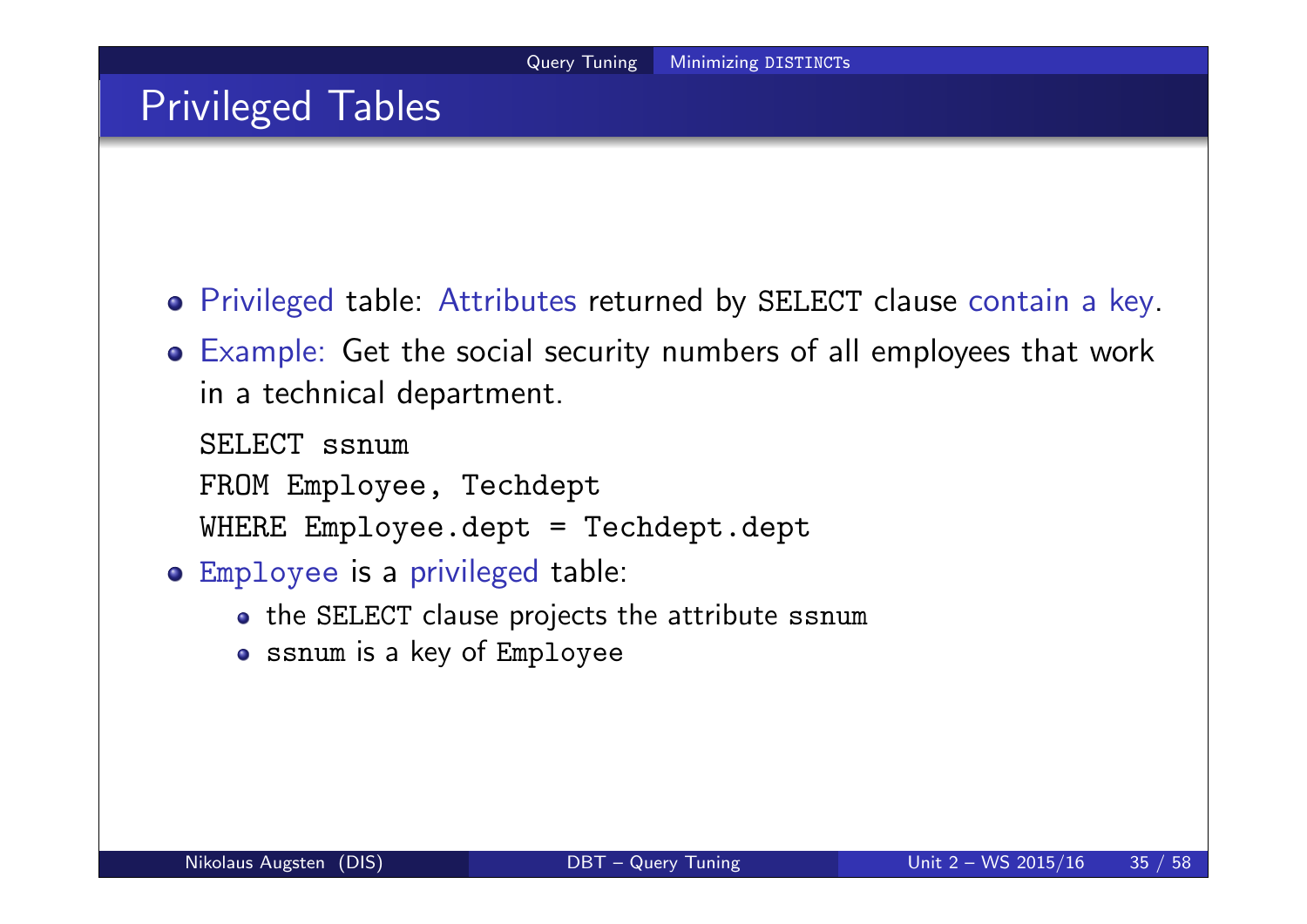# Privileged Tables

- Privileged table: Attributes returned by SELECT clause contain a key.
- Example: Get the social security numbers of all employees that work in a technical department.

```
SELECT ssnum
FROM Employee, Techdept
WHERE Employee.dept = Techdept.dept
```

- Employee is a privileged table:
  - the SELECT clause projects the attribute ssnum
  - ssnum is a key of Employee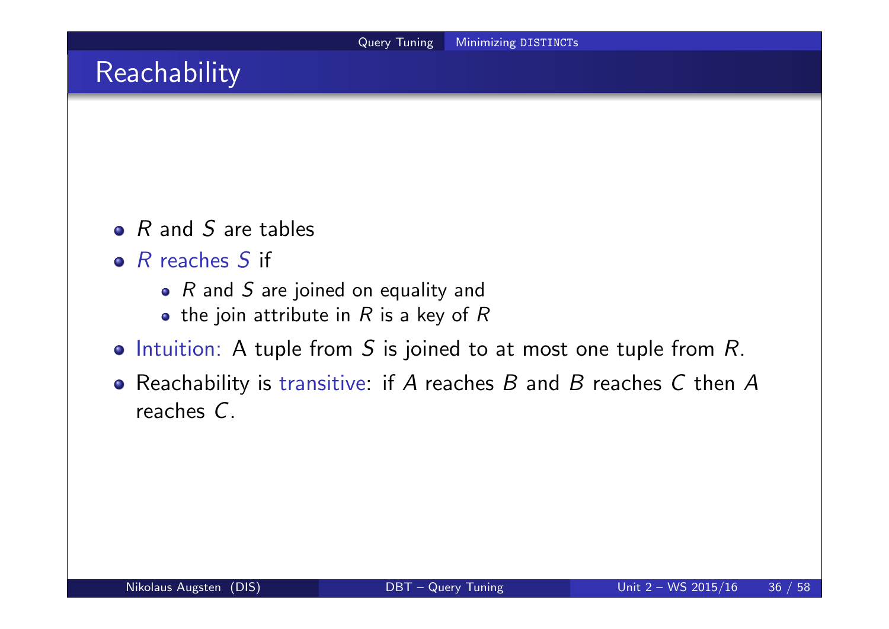# Reachability

- $R$ and $S$ are tables
- *$R$ reaches $S$* if
  - $R$ and $S$ are joined on equality and
  - the join attribute in $R$ is a key of $R$
- Intuition: A tuple from $S$ is joined to at most one tuple from $R$.
- Reachability is transitive: if $A$ reaches $B$ and $B$ reaches $C$ then $A$ reaches $C$.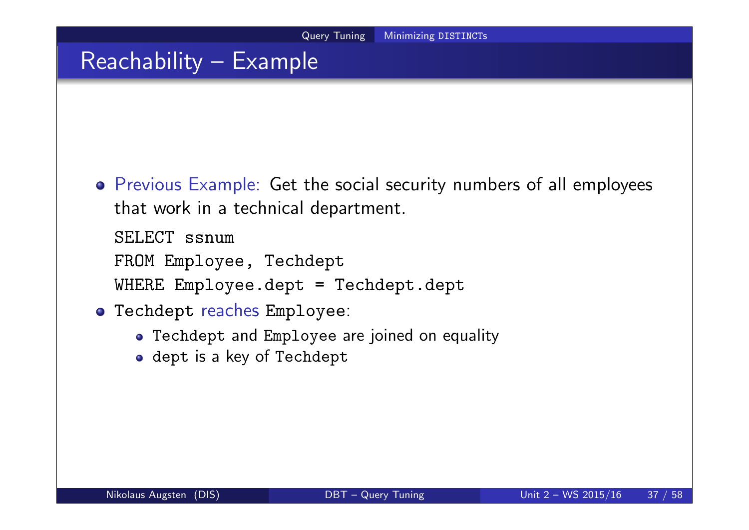# Reachability – Example

- Previous Example: Get the social security numbers of all employees that work in a technical department.

```
SELECT ssnum
FROM Employee, Techdept
WHERE Employee.dept = Techdept.dept
```

- Techdept reaches Employee:
  - Techdept and Employee are joined on equality
  - dept is a key of Techdept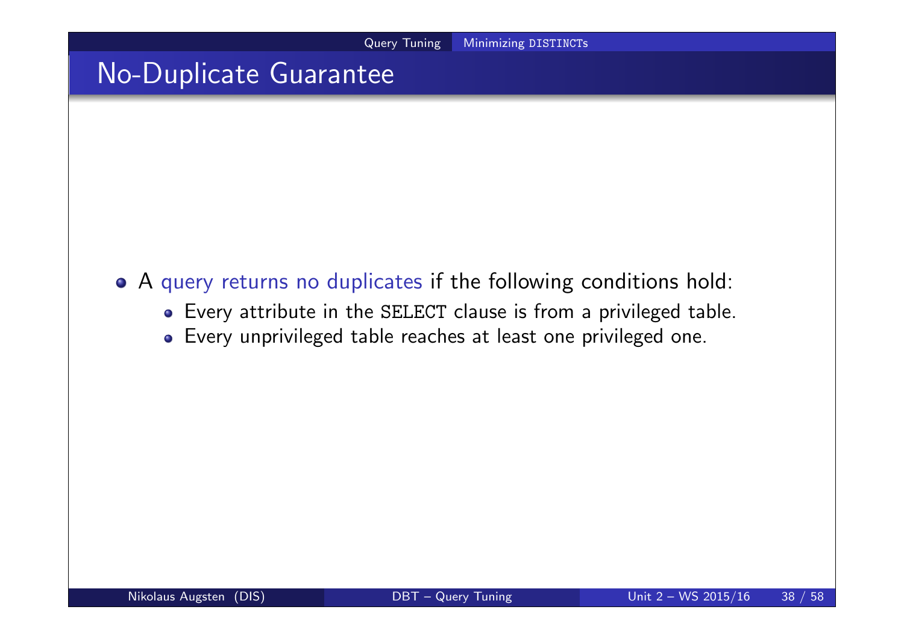## No-Duplicate Guarantee

- A query returns no duplicates if the following conditions hold:
  - Every attribute in the `SELECT` clause is from a privileged table.
  - Every unprivileged table reaches at least one privileged one.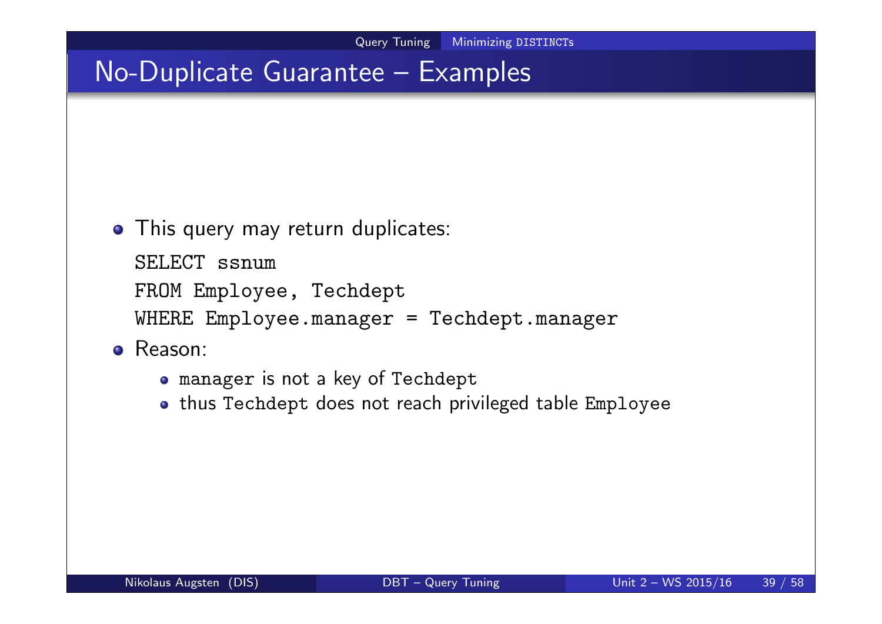# No-Duplicate Guarantee – Examples

- This query may return duplicates:

```
SELECT ssnum
FROM Employee, Techdept
WHERE Employee.manager = Techdept.manager
```

- Reason:
  - manager is not a key of Techdept
  - thus Techdept does not reach privileged table Employee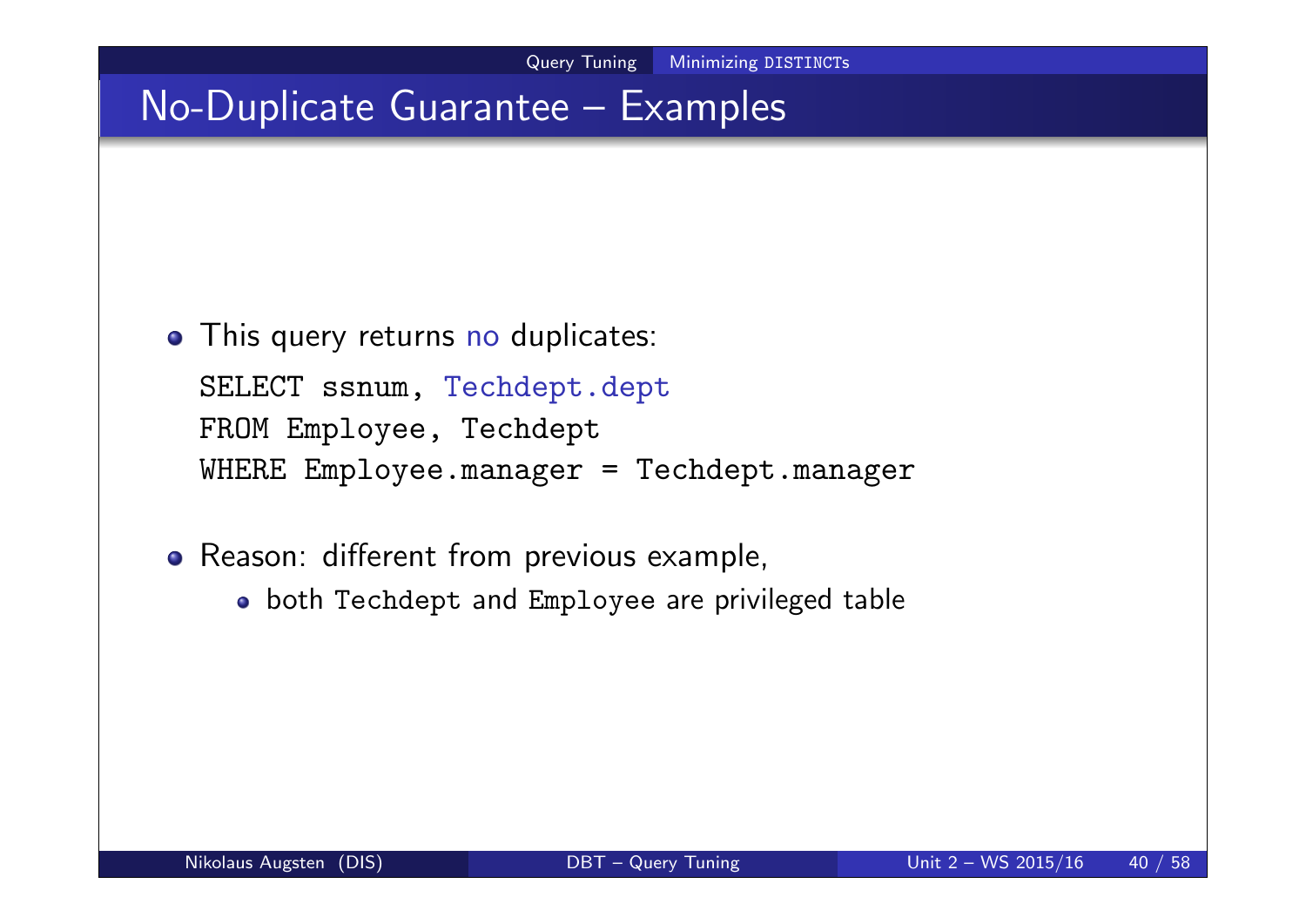## No-Duplicate Guarantee – Examples

- This query returns no duplicates:

```
SELECT ssnum, Techdept.dept
FROM Employee, Techdept
WHERE Employee.manager = Techdept.manager
```

- Reason: different from previous example,
  - both Techdept and Employee are privileged table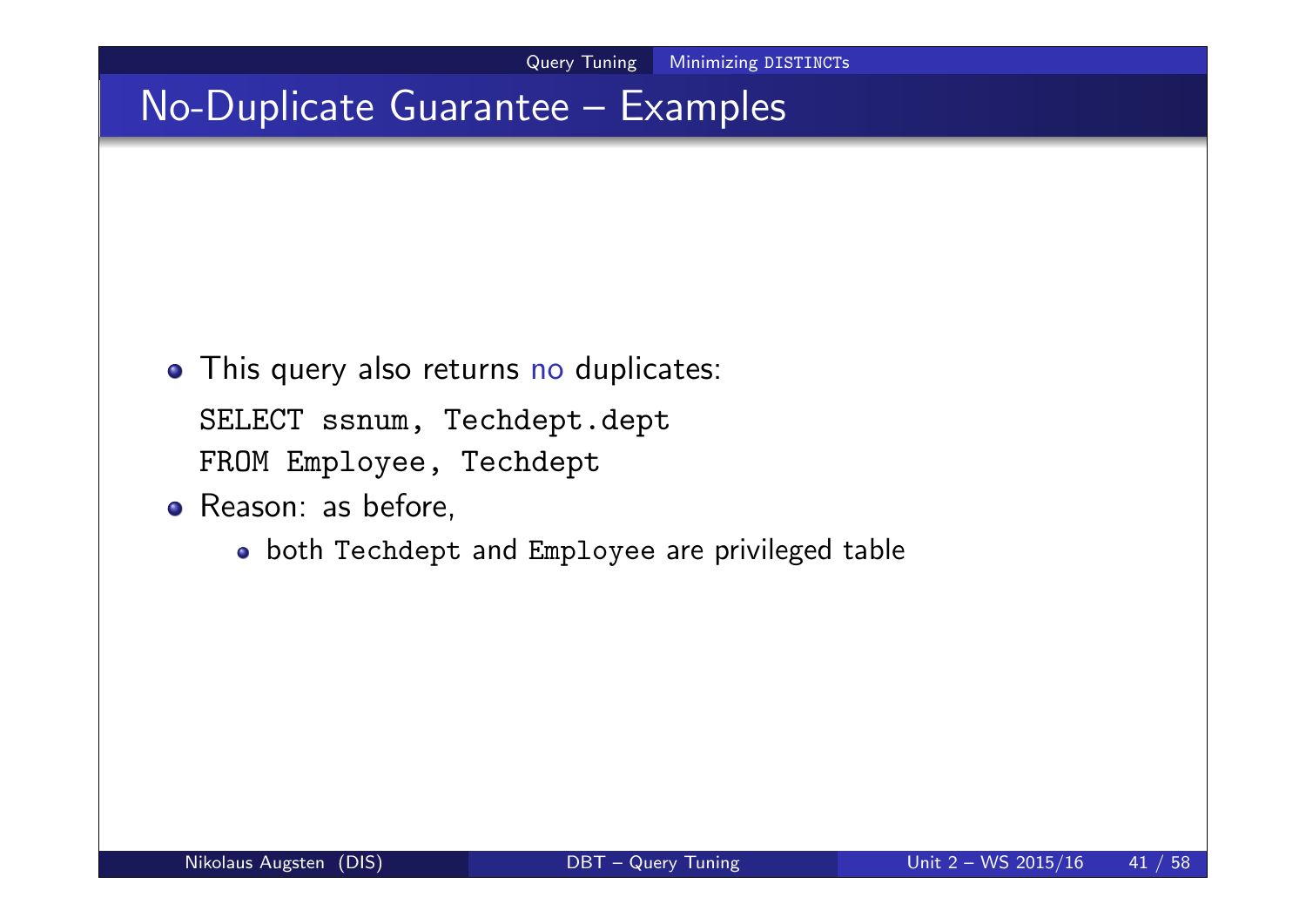# No-Duplicate Guarantee – Examples

- This query also returns no duplicates:

```
SELECT ssnum, Techdept.dept
FROM Employee, Techdept
```

- Reason: as before,
  - both Techdept and Employee are privileged table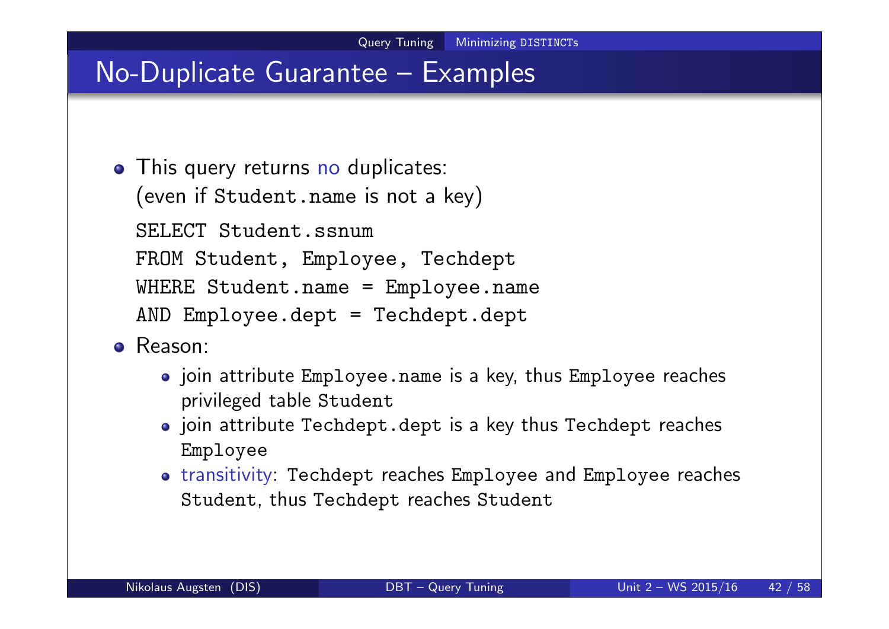# No-Duplicate Guarantee – Examples

- This query returns no duplicates:
  (even if `Student.name` is not a key)

```
SELECT Student.ssnum
FROM Student, Employee, Techdept
WHERE Student.name = Employee.name
AND Employee.dept = Techdept.dept
```

- Reason:
  - join attribute `Employee.name` is a key, thus `Employee` reaches privileged table `Student`
  - join attribute `Techdept.dept` is a key thus `Techdept` reaches `Employee`
  - transitivity: `Techdept` reaches `Employee` and `Employee` reaches `Student`, thus `Techdept` reaches `Student`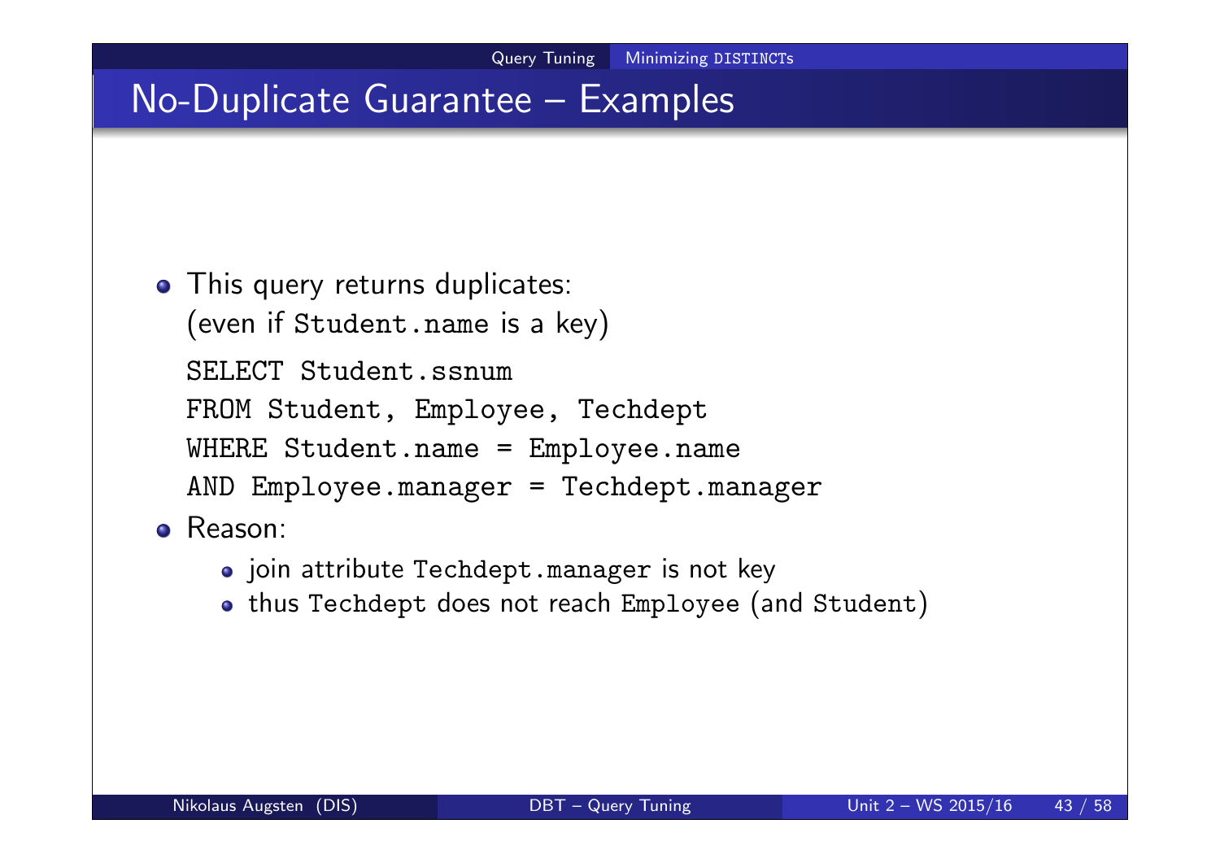# No-Duplicate Guarantee – Examples

- This query returns duplicates:
  (even if `Student.name` is a key)

```
SELECT Student.ssnum
FROM Student, Employee, Techdept
WHERE Student.name = Employee.name
AND Employee.manager = Techdept.manager
```

- Reason:
  - join attribute `Techdept.manager` is not key
  - thus `Techdept` does not reach `Employee` (and `Student`)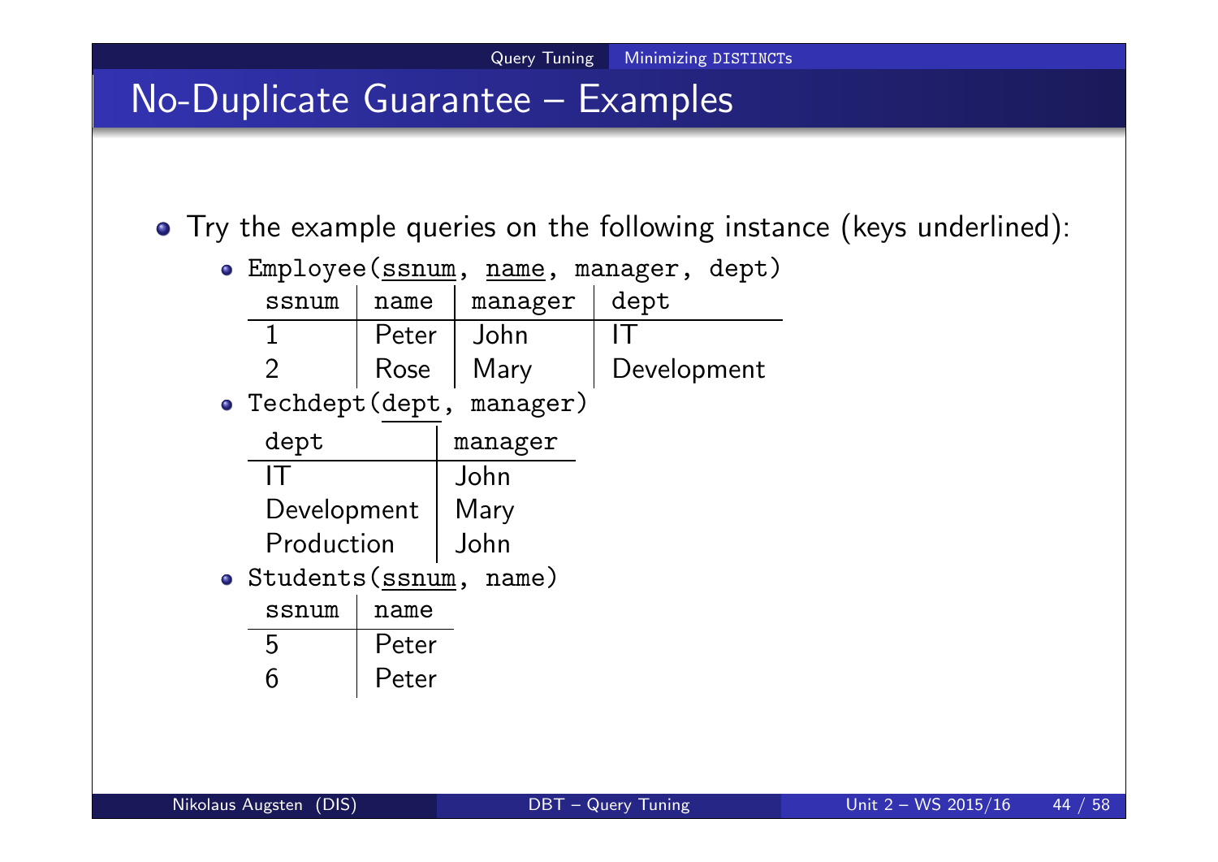# No-Duplicate Guarantee – Examples

- Try the example queries on the following instance (keys underlined):
  - `Employee(ssnum, name, manager, dept)` (keys: ssnum, name)

    | ssnum | name | manager | dept |
    |---|---|---|---|
    | 1 | Peter | John | IT |
    | 2 | Rose | Mary | Development |

  - `Techdept(dept, manager)` (key: dept)

    | dept | manager |
    |---|---|
    | IT | John |
    | Development | Mary |
    | Production | John |

  - `Students(ssnum, name)` (key: ssnum)

    | ssnum | name |
    |---|---|
    | 5 | Peter |
    | 6 | Peter |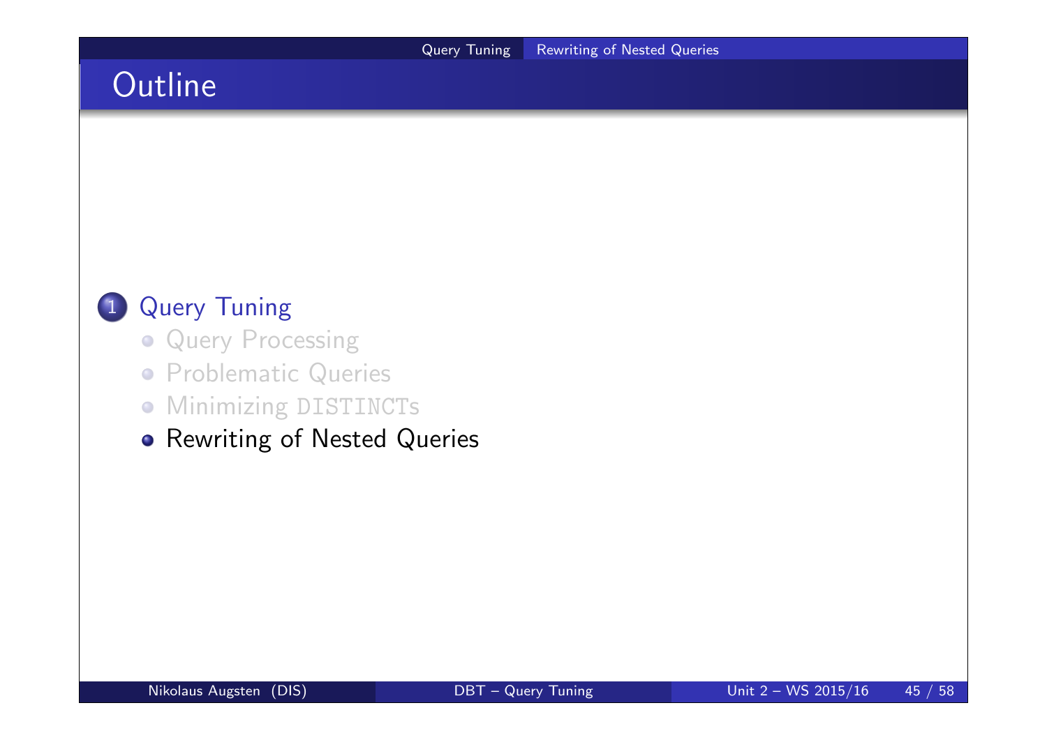## Outline

1. Query Tuning
   - Query Processing
   - Problematic Queries
   - Minimizing DISTINCTs
   - Rewriting of Nested Queries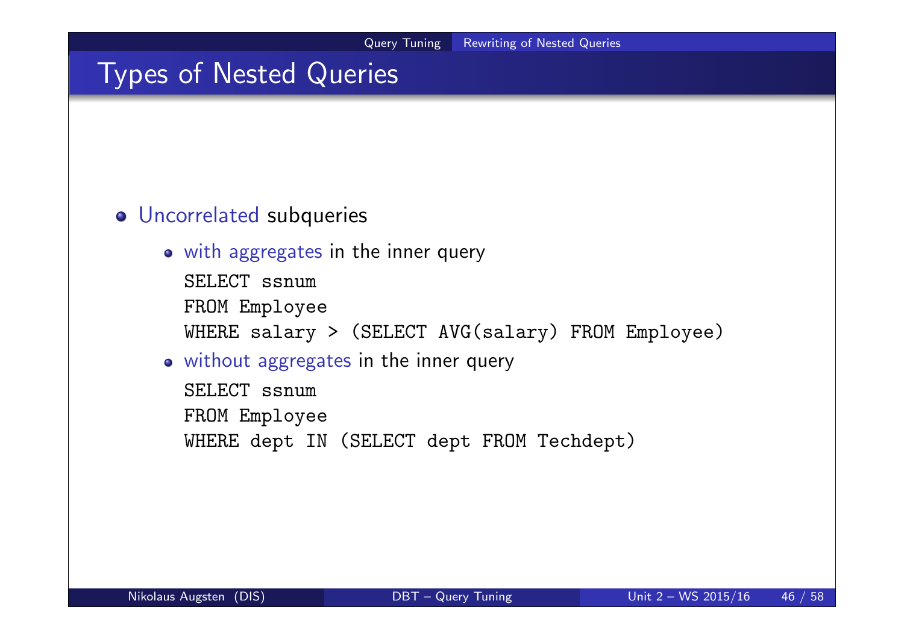# Types of Nested Queries

- Uncorrelated subqueries
  - with aggregates in the inner query

    ```
    SELECT ssnum
    FROM Employee
    WHERE salary > (SELECT AVG(salary) FROM Employee)
    ```

  - without aggregates in the inner query

    ```
    SELECT ssnum
    FROM Employee
    WHERE dept IN (SELECT dept FROM Techdept)
    ```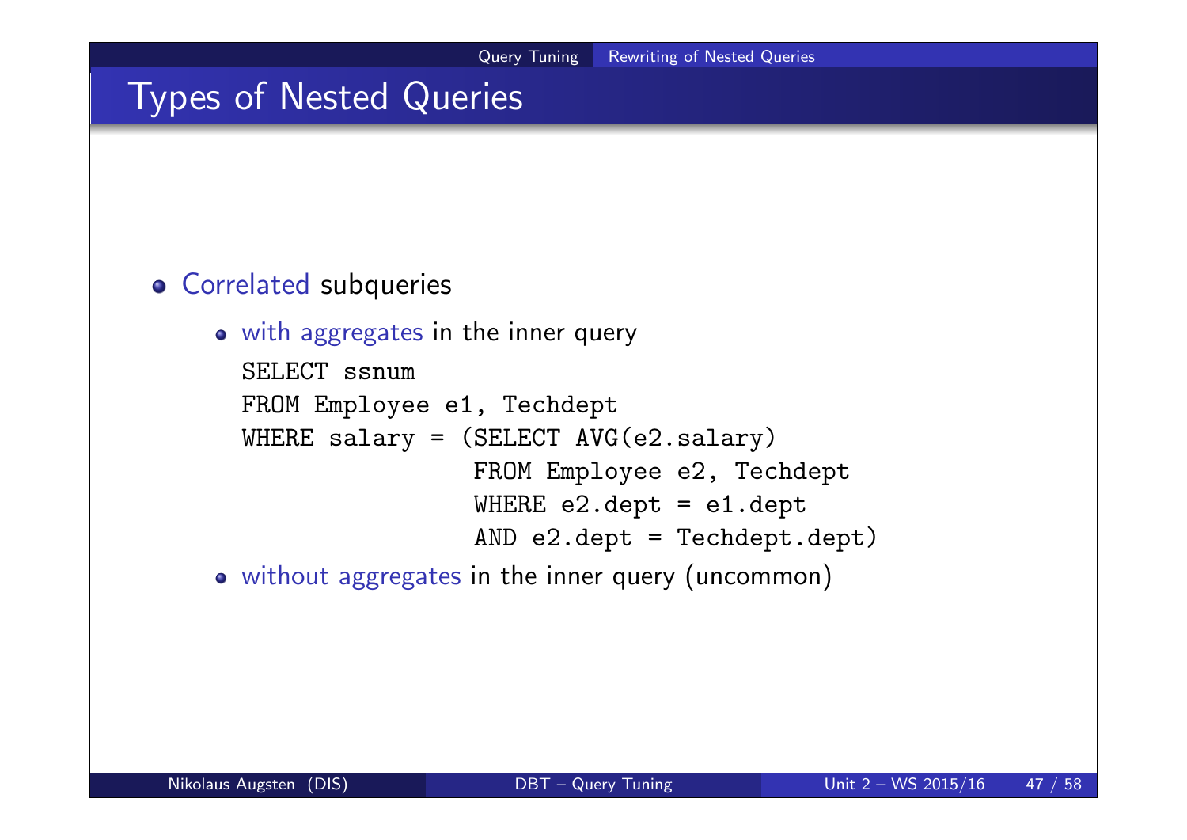# Types of Nested Queries

- Correlated subqueries
  - with aggregates in the inner query

    ```
    SELECT ssnum
    FROM Employee e1, Techdept
    WHERE salary = (SELECT AVG(e2.salary)
                    FROM Employee e2, Techdept
                    WHERE e2.dept = e1.dept
                    AND e2.dept = Techdept.dept)
    ```

  - without aggregates in the inner query (uncommon)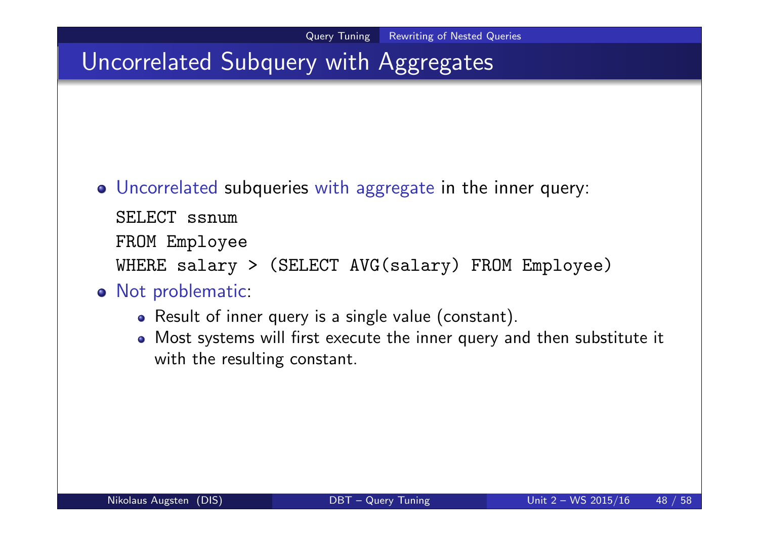# Uncorrelated Subquery with Aggregates

- Uncorrelated subqueries with aggregate in the inner query:

```
SELECT ssnum
FROM Employee
WHERE salary > (SELECT AVG(salary) FROM Employee)
```

- Not problematic:
  - Result of inner query is a single value (constant).
  - Most systems will first execute the inner query and then substitute it with the resulting constant.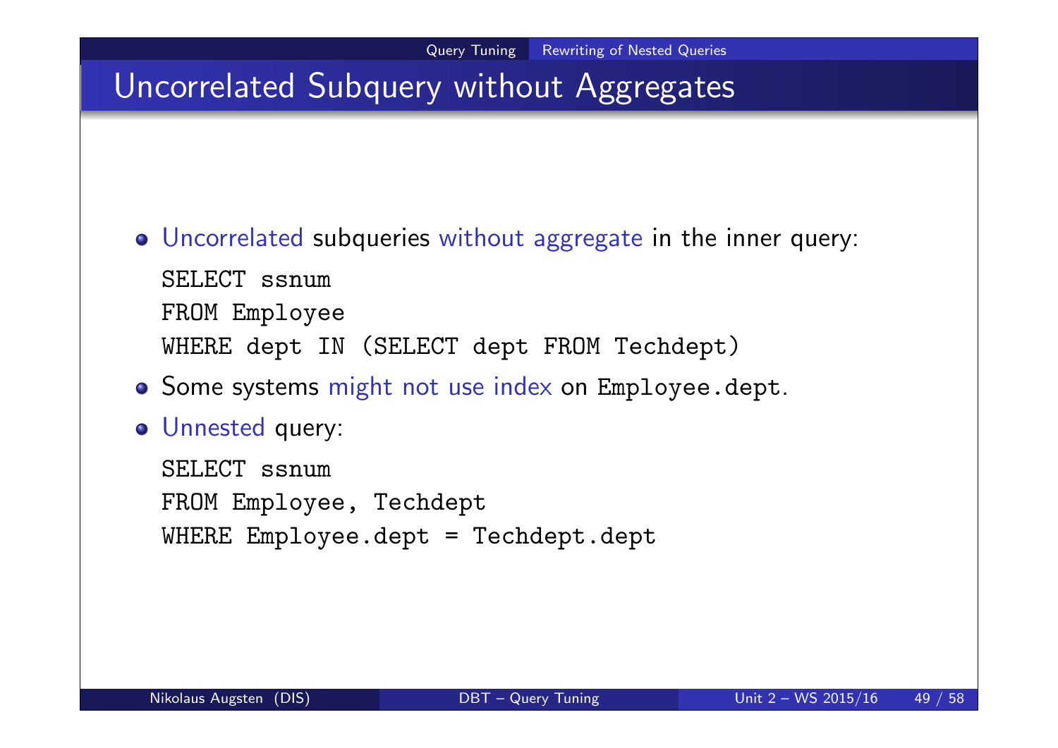# Uncorrelated Subquery without Aggregates

- Uncorrelated subqueries without aggregate in the inner query:

```
SELECT ssnum
FROM Employee
WHERE dept IN (SELECT dept FROM Techdept)
```

- Some systems might not use index on `Employee.dept`.
- Unnested query:

```
SELECT ssnum
FROM Employee, Techdept
WHERE Employee.dept = Techdept.dept
```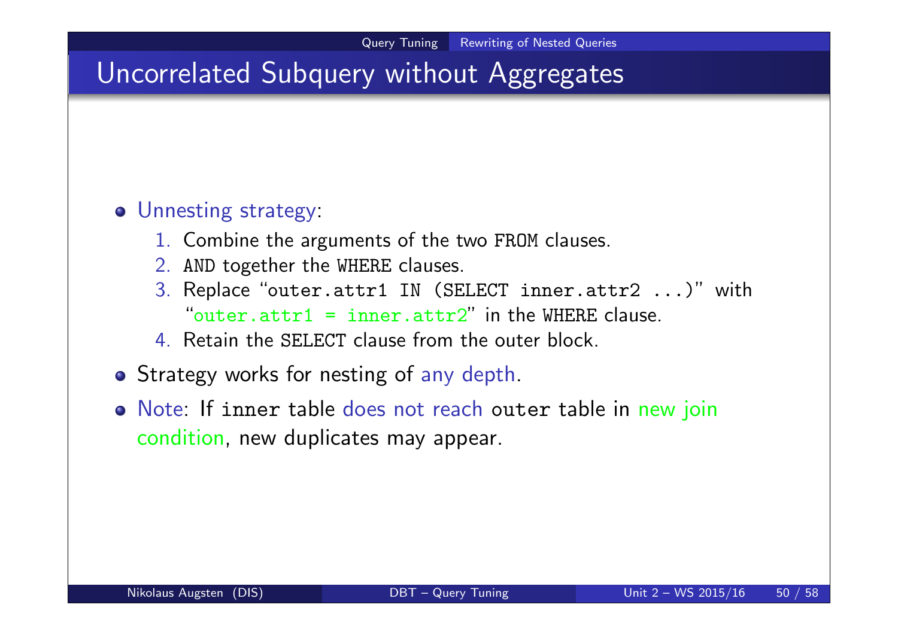# Uncorrelated Subquery without Aggregates

- Unnesting strategy:
  1. Combine the arguments of the two `FROM` clauses.
  2. `AND` together the `WHERE` clauses.
  3. Replace "`outer.attr1 IN (SELECT inner.attr2 ...)`" with "`outer.attr1 = inner.attr2`" in the `WHERE` clause.
  4. Retain the `SELECT` clause from the outer block.
- Strategy works for nesting of any depth.
- Note: If `inner` table does not reach `outer` table in new join condition, new duplicates may appear.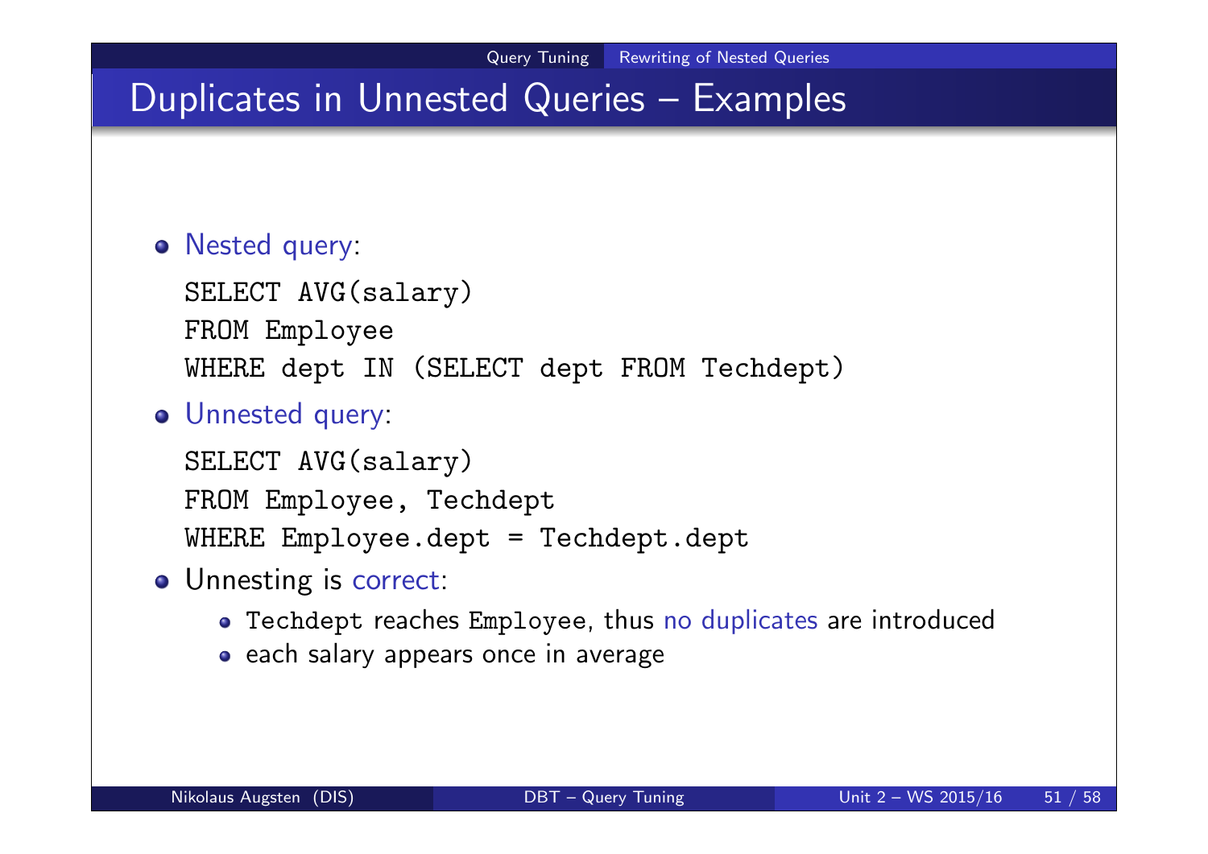# Duplicates in Unnested Queries – Examples

- Nested query:

```
SELECT AVG(salary)
FROM Employee
WHERE dept IN (SELECT dept FROM Techdept)
```

- Unnested query:

```
SELECT AVG(salary)
FROM Employee, Techdept
WHERE Employee.dept = Techdept.dept
```

- Unnesting is correct:
  - `Techdept` reaches `Employee`, thus no duplicates are introduced
  - each salary appears once in average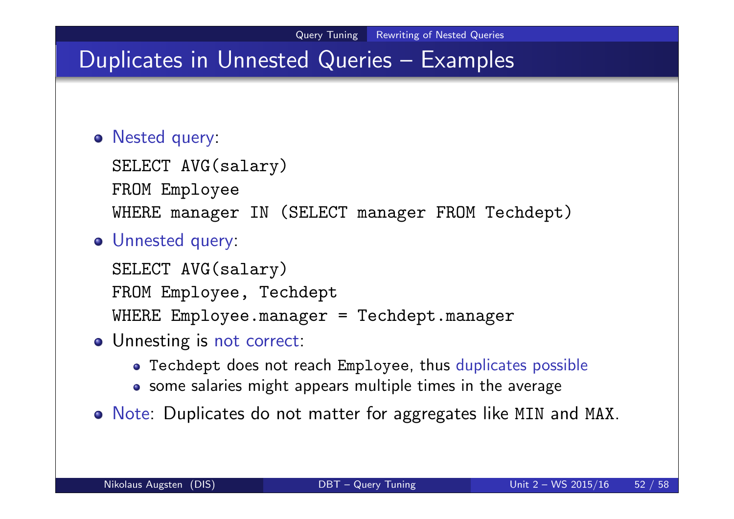# Duplicates in Unnested Queries – Examples

- Nested query:

```
SELECT AVG(salary)
FROM Employee
WHERE manager IN (SELECT manager FROM Techdept)
```

- Unnested query:

```
SELECT AVG(salary)
FROM Employee, Techdept
WHERE Employee.manager = Techdept.manager
```

- Unnesting is not correct:
  - `Techdept` does not reach `Employee`, thus duplicates possible
  - some salaries might appears multiple times in the average
- Note: Duplicates do not matter for aggregates like `MIN` and `MAX`.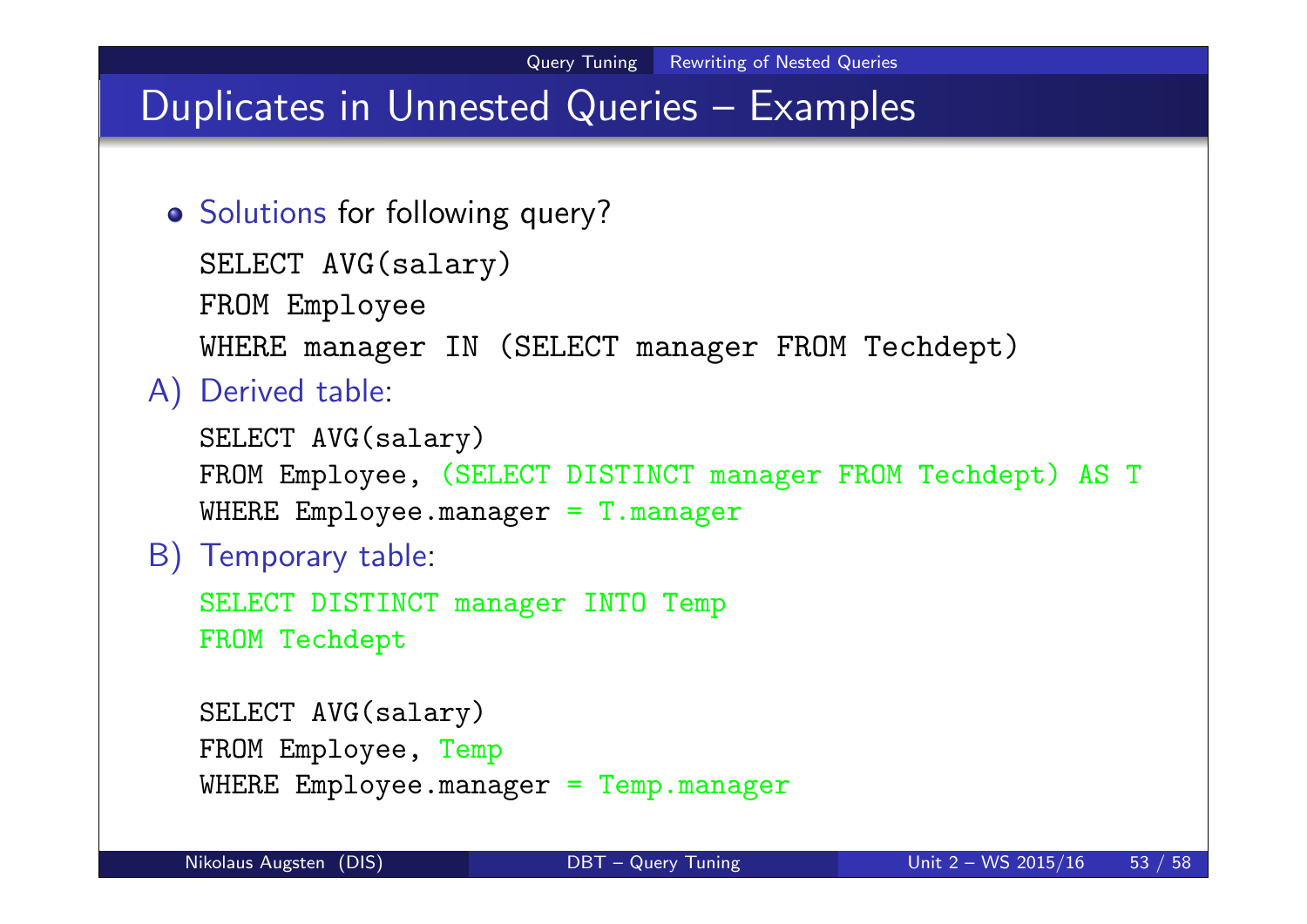# Duplicates in Unnested Queries – Examples

- Solutions for following query?

```
SELECT AVG(salary)
FROM Employee
WHERE manager IN (SELECT manager FROM Techdept)
```

A) Derived table:

```
SELECT AVG(salary)
FROM Employee, (SELECT DISTINCT manager FROM Techdept) AS T
WHERE Employee.manager = T.manager
```

B) Temporary table:

```
SELECT DISTINCT manager INTO Temp
FROM Techdept

SELECT AVG(salary)
FROM Employee, Temp
WHERE Employee.manager = Temp.manager
```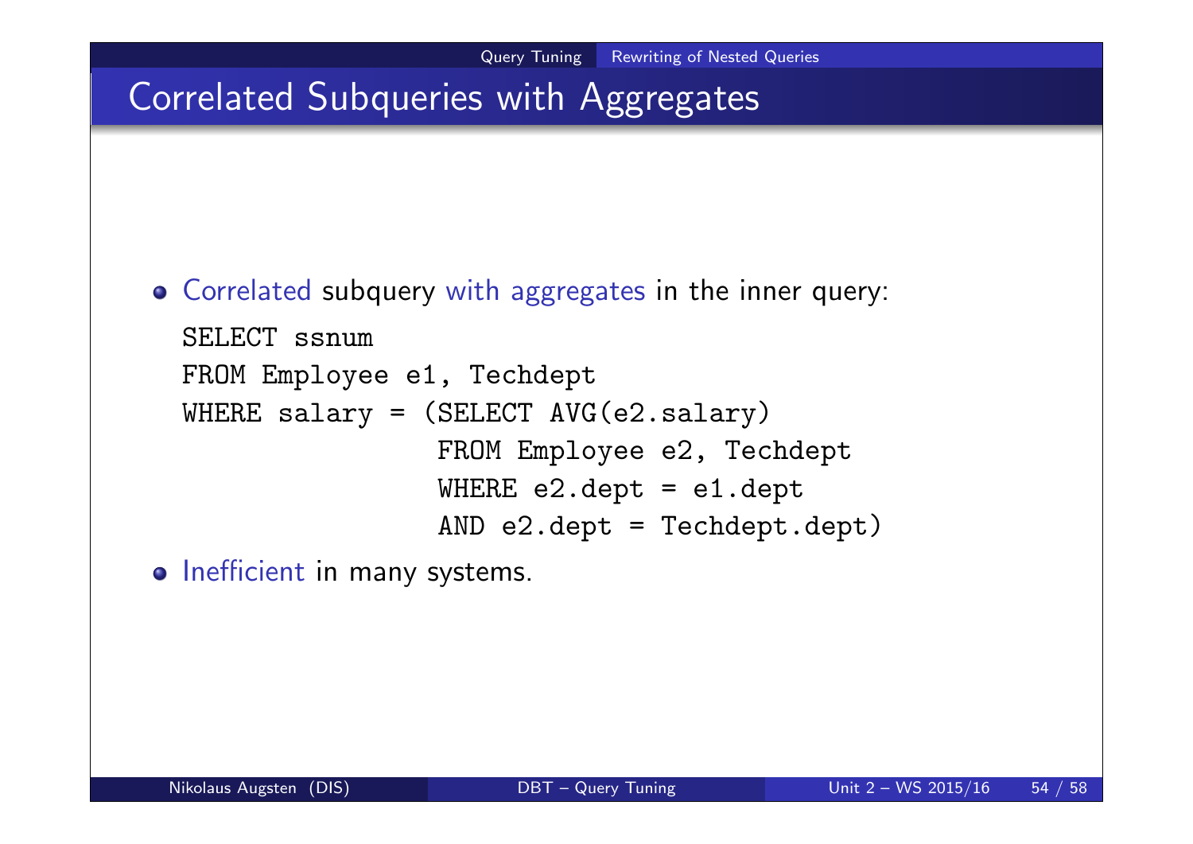# Correlated Subqueries with Aggregates

- Correlated subquery with aggregates in the inner query:

```
SELECT ssnum
FROM Employee e1, Techdept
WHERE salary = (SELECT AVG(e2.salary)
                FROM Employee e2, Techdept
                WHERE e2.dept = e1.dept
                AND e2.dept = Techdept.dept)
```

- Inefficient in many systems.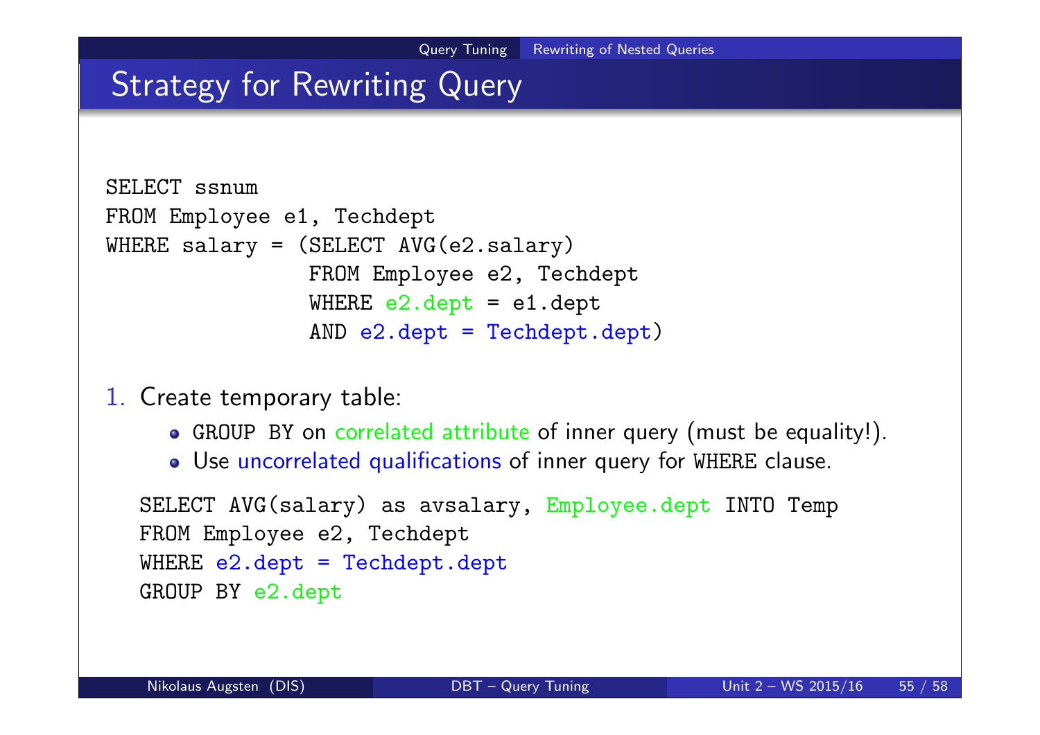# Strategy for Rewriting Query

```
SELECT ssnum
FROM Employee e1, Techdept
WHERE salary = (SELECT AVG(e2.salary)
                FROM Employee e2, Techdept
                WHERE e2.dept = e1.dept
                AND e2.dept = Techdept.dept)
```

1. Create temporary table:
   - GROUP BY on correlated attribute of inner query (must be equality!).
   - Use uncorrelated qualifications of inner query for WHERE clause.

```
SELECT AVG(salary) as avsalary, Employee.dept INTO Temp
FROM Employee e2, Techdept
WHERE e2.dept = Techdept.dept
GROUP BY e2.dept
```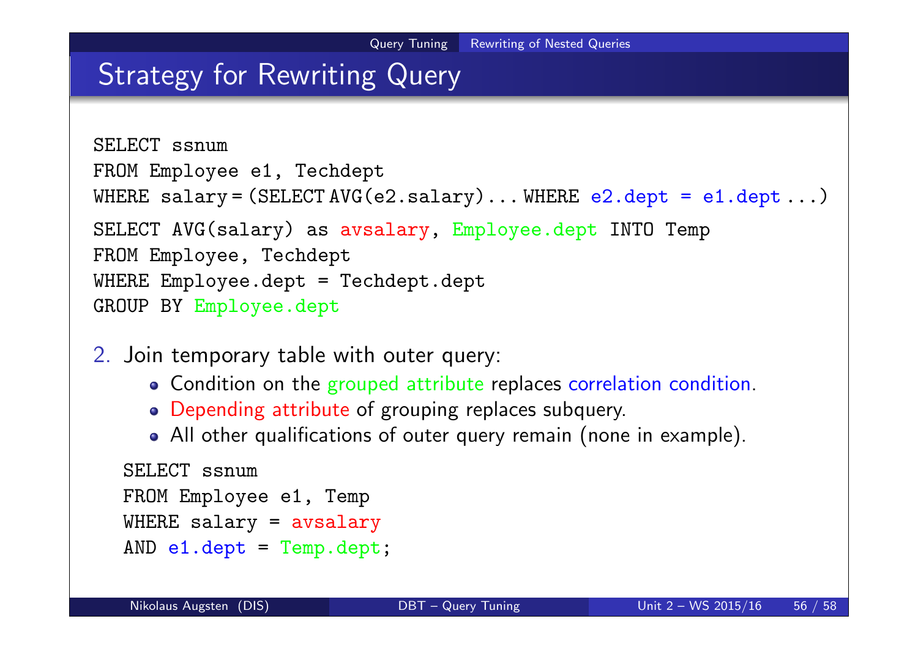# Strategy for Rewriting Query

```
SELECT ssnum
FROM Employee e1, Techdept
WHERE salary = (SELECT AVG(e2.salary) ... WHERE e2.dept = e1.dept ...)
```

```
SELECT AVG(salary) as avsalary, Employee.dept INTO Temp
FROM Employee, Techdept
WHERE Employee.dept = Techdept.dept
GROUP BY Employee.dept
```

2. Join temporary table with outer query:
   - Condition on the grouped attribute replaces correlation condition.
   - Depending attribute of grouping replaces subquery.
   - All other qualifications of outer query remain (none in example).

```
SELECT ssnum
FROM Employee e1, Temp
WHERE salary = avsalary
AND e1.dept = Temp.dept;
```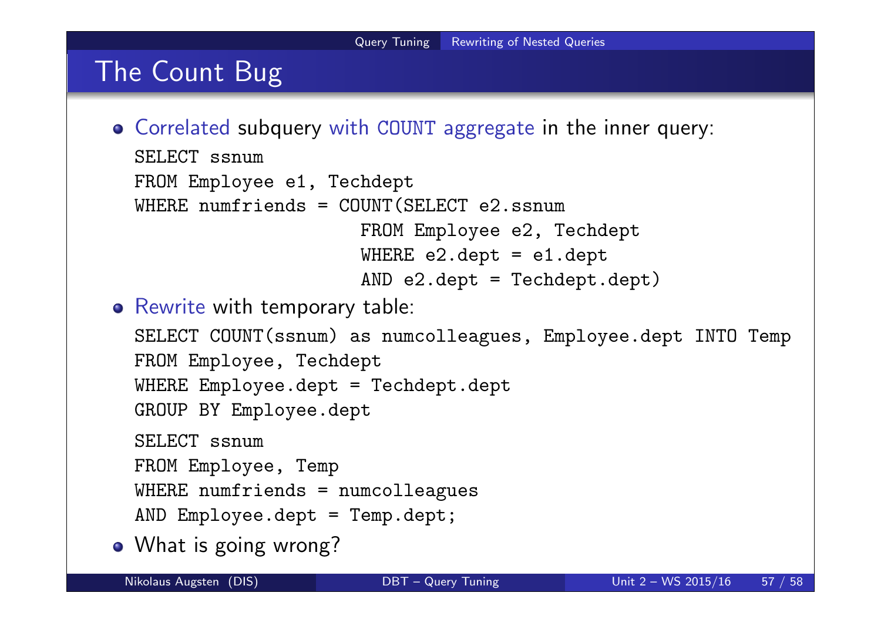# The Count Bug

- Correlated subquery with COUNT aggregate in the inner query:

```
SELECT ssnum
FROM Employee e1, Techdept
WHERE numfriends = COUNT(SELECT e2.ssnum
                    FROM Employee e2, Techdept
                    WHERE e2.dept = e1.dept
                    AND e2.dept = Techdept.dept)
```

- Rewrite with temporary table:

```
SELECT COUNT(ssnum) as numcolleagues, Employee.dept INTO Temp
FROM Employee, Techdept
WHERE Employee.dept = Techdept.dept
GROUP BY Employee.dept
```

```
SELECT ssnum
FROM Employee, Temp
WHERE numfriends = numcolleagues
AND Employee.dept = Temp.dept;
```

- What is going wrong?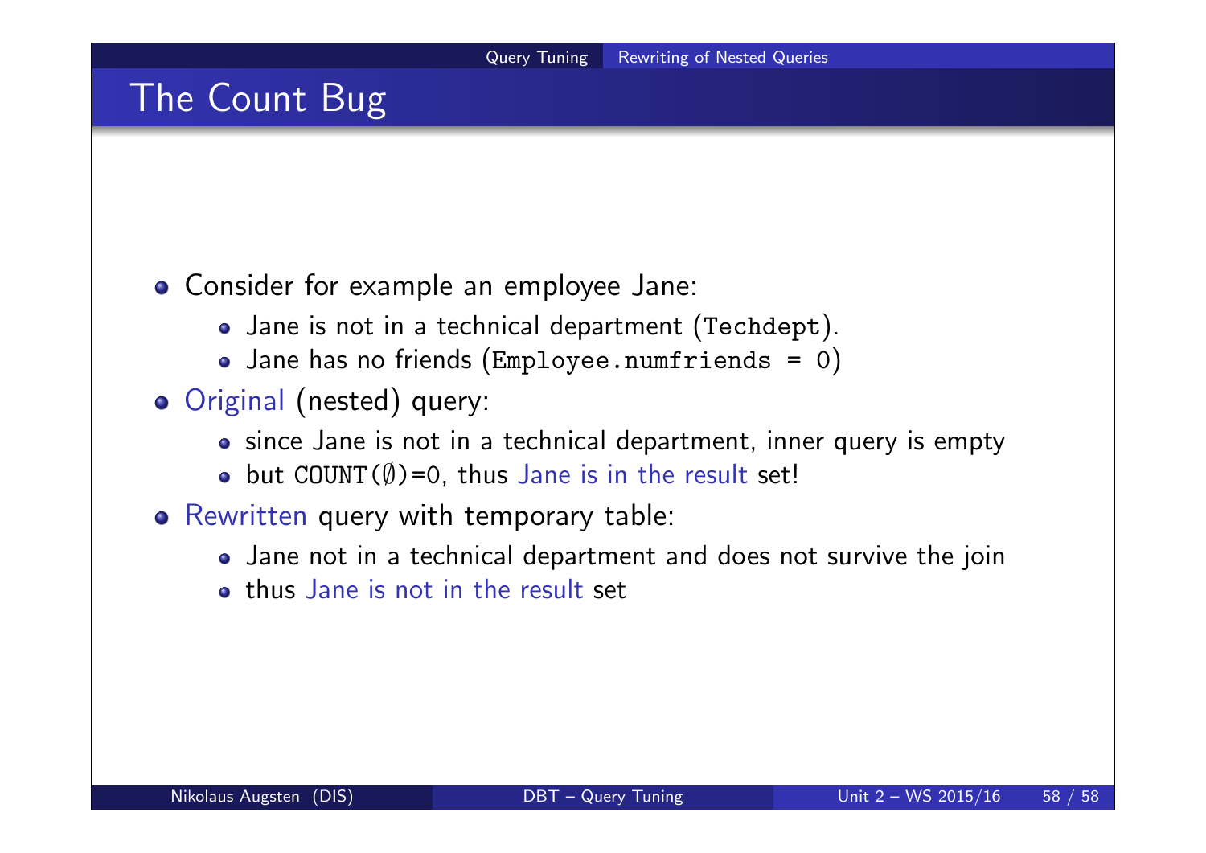# The Count Bug

- Consider for example an employee Jane:
  - Jane is not in a technical department (`Techdept`).
  - Jane has no friends (`Employee.numfriends = 0`)
- Original (nested) query:
  - since Jane is not in a technical department, inner query is empty
  - but `COUNT(∅)=0`, thus Jane is in the result set!
- Rewritten query with temporary table:
  - Jane not in a technical department and does not survive the join
  - thus Jane is not in the result set